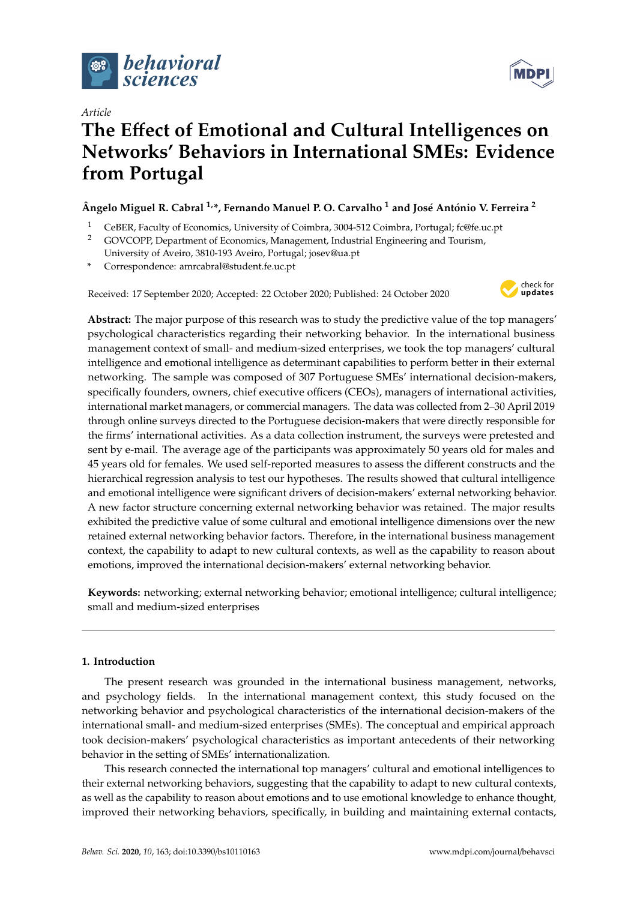*Article*

# The Effect of Emotional and Cultural Intelligences on Networks' Behaviors in International SMEs: Evidence from Portugal

**Ângelo Miguel R. Cabral [1,*], Fernando Manuel P. O. Carvalho [1] and José António V. Ferreira [2]**

[1] CeBER, Faculty of Economics, University of Coimbra, 3004-512 Coimbra, Portugal; fc@fe.uc.pt

[2] GOVCOPP, Department of Economics, Management, Industrial Engineering and Tourism, University of Aveiro, 3810-193 Aveiro, Portugal; josev@ua.pt

* Correspondence: amrcabral@student.fe.uc.pt

Received: 17 September 2020; Accepted: 22 October 2020; Published: 24 October 2020

**Abstract:** The major purpose of this research was to study the predictive value of the top managers' psychological characteristics regarding their networking behavior. In the international business management context of small- and medium-sized enterprises, we took the top managers' cultural intelligence and emotional intelligence as determinant capabilities to perform better in their external networking. The sample was composed of 307 Portuguese SMEs' international decision-makers, specifically founders, owners, chief executive officers (CEOs), managers of international activities, international market managers, or commercial managers. The data was collected from 2–30 April 2019 through online surveys directed to the Portuguese decision-makers that were directly responsible for the firms' international activities. As a data collection instrument, the surveys were pretested and sent by e-mail. The average age of the participants was approximately 50 years old for males and 45 years old for females. We used self-reported measures to assess the different constructs and the hierarchical regression analysis to test our hypotheses. The results showed that cultural intelligence and emotional intelligence were significant drivers of decision-makers' external networking behavior. A new factor structure concerning external networking behavior was retained. The major results exhibited the predictive value of some cultural and emotional intelligence dimensions over the new retained external networking behavior factors. Therefore, in the international business management context, the capability to adapt to new cultural contexts, as well as the capability to reason about emotions, improved the international decision-makers' external networking behavior.

**Keywords:** networking; external networking behavior; emotional intelligence; cultural intelligence; small and medium-sized enterprises

## 1. Introduction

The present research was grounded in the international business management, networks, and psychology fields. In the international management context, this study focused on the networking behavior and psychological characteristics of the international decision-makers of the international small- and medium-sized enterprises (SMEs). The conceptual and empirical approach took decision-makers' psychological characteristics as important antecedents of their networking behavior in the setting of SMEs' internationalization.

This research connected the international top managers' cultural and emotional intelligences to their external networking behaviors, suggesting that the capability to adapt to new cultural contexts, as well as the capability to reason about emotions and to use emotional knowledge to enhance thought, improved their networking behaviors, specifically, in building and maintaining external contacts,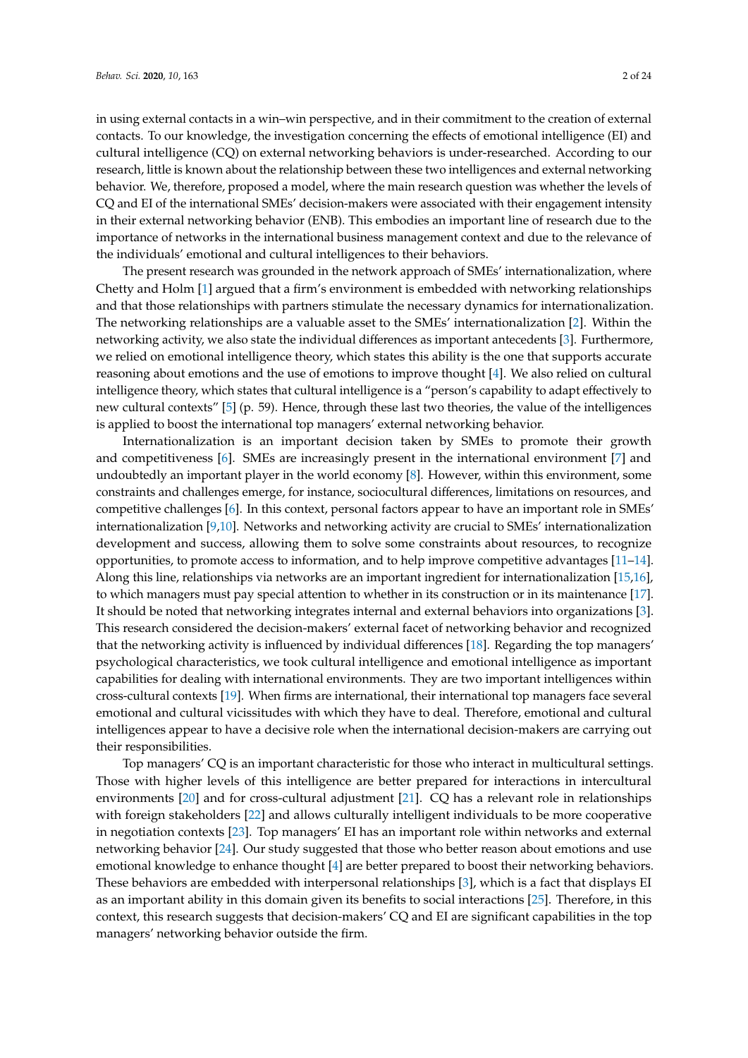in using external contacts in a win–win perspective, and in their commitment to the creation of external contacts. To our knowledge, the investigation concerning the effects of emotional intelligence (EI) and cultural intelligence (CQ) on external networking behaviors is under-researched. According to our research, little is known about the relationship between these two intelligences and external networking behavior. We, therefore, proposed a model, where the main research question was whether the levels of CQ and EI of the international SMEs' decision-makers were associated with their engagement intensity in their external networking behavior (ENB). This embodies an important line of research due to the importance of networks in the international business management context and due to the relevance of the individuals' emotional and cultural intelligences to their behaviors.

The present research was grounded in the network approach of SMEs' internationalization, where Chetty and Holm [1] argued that a firm's environment is embedded with networking relationships and that those relationships with partners stimulate the necessary dynamics for internationalization. The networking relationships are a valuable asset to the SMEs' internationalization [2]. Within the networking activity, we also state the individual differences as important antecedents [3]. Furthermore, we relied on emotional intelligence theory, which states this ability is the one that supports accurate reasoning about emotions and the use of emotions to improve thought [4]. We also relied on cultural intelligence theory, which states that cultural intelligence is a "person's capability to adapt effectively to new cultural contexts" [5] (p. 59). Hence, through these last two theories, the value of the intelligences is applied to boost the international top managers' external networking behavior.

Internationalization is an important decision taken by SMEs to promote their growth and competitiveness [6]. SMEs are increasingly present in the international environment [7] and undoubtedly an important player in the world economy [8]. However, within this environment, some constraints and challenges emerge, for instance, sociocultural differences, limitations on resources, and competitive challenges [6]. In this context, personal factors appear to have an important role in SMEs' internationalization [9,10]. Networks and networking activity are crucial to SMEs' internationalization development and success, allowing them to solve some constraints about resources, to recognize opportunities, to promote access to information, and to help improve competitive advantages [11–14]. Along this line, relationships via networks are an important ingredient for internationalization [15,16], to which managers must pay special attention to whether in its construction or in its maintenance [17]. It should be noted that networking integrates internal and external behaviors into organizations [3]. This research considered the decision-makers' external facet of networking behavior and recognized that the networking activity is influenced by individual differences [18]. Regarding the top managers' psychological characteristics, we took cultural intelligence and emotional intelligence as important capabilities for dealing with international environments. They are two important intelligences within cross-cultural contexts [19]. When firms are international, their international top managers face several emotional and cultural vicissitudes with which they have to deal. Therefore, emotional and cultural intelligences appear to have a decisive role when the international decision-makers are carrying out their responsibilities.

Top managers' CQ is an important characteristic for those who interact in multicultural settings. Those with higher levels of this intelligence are better prepared for interactions in intercultural environments [20] and for cross-cultural adjustment [21]. CQ has a relevant role in relationships with foreign stakeholders [22] and allows culturally intelligent individuals to be more cooperative in negotiation contexts [23]. Top managers' EI has an important role within networks and external networking behavior [24]. Our study suggested that those who better reason about emotions and use emotional knowledge to enhance thought [4] are better prepared to boost their networking behaviors. These behaviors are embedded with interpersonal relationships [3], which is a fact that displays EI as an important ability in this domain given its benefits to social interactions [25]. Therefore, in this context, this research suggests that decision-makers' CQ and EI are significant capabilities in the top managers' networking behavior outside the firm.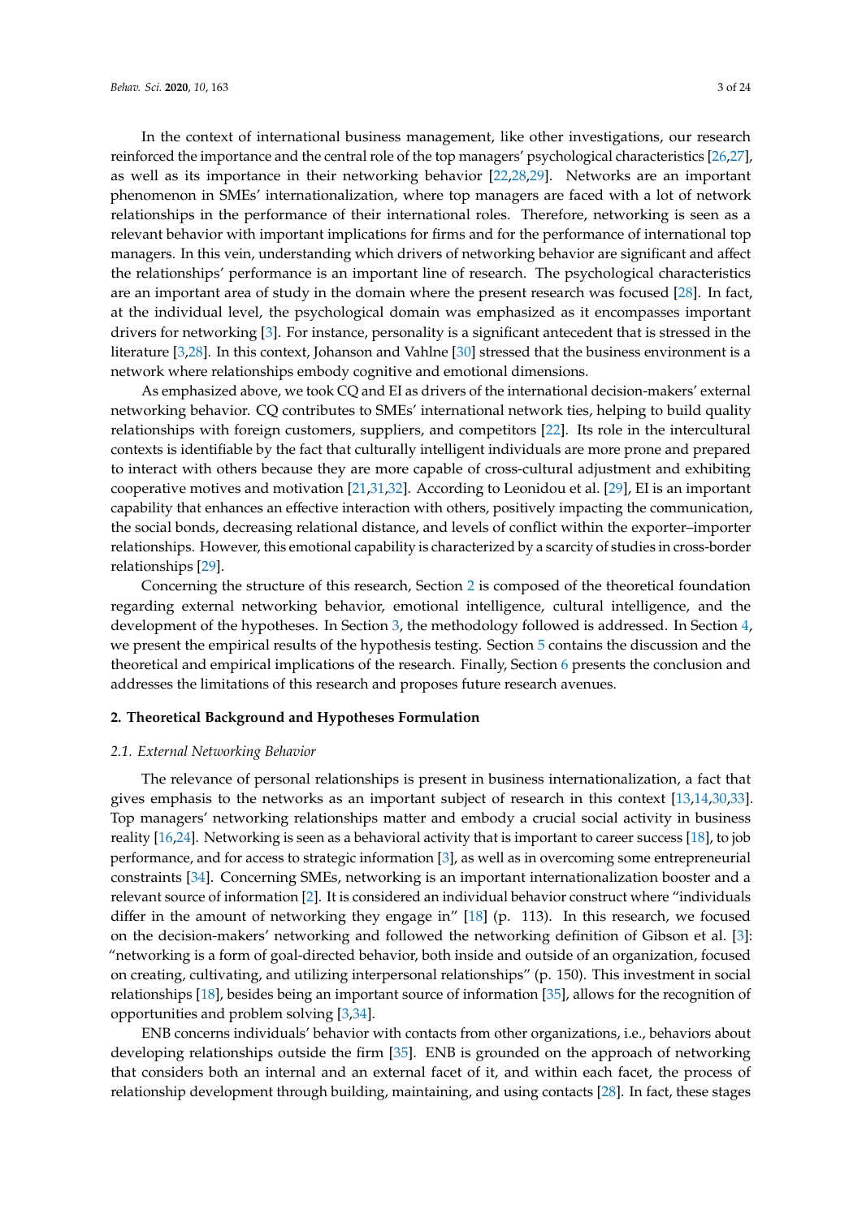In the context of international business management, like other investigations, our research reinforced the importance and the central role of the top managers' psychological characteristics [26,27], as well as its importance in their networking behavior [22,28,29]. Networks are an important phenomenon in SMEs' internationalization, where top managers are faced with a lot of network relationships in the performance of their international roles. Therefore, networking is seen as a relevant behavior with important implications for firms and for the performance of international top managers. In this vein, understanding which drivers of networking behavior are significant and affect the relationships' performance is an important line of research. The psychological characteristics are an important area of study in the domain where the present research was focused [28]. In fact, at the individual level, the psychological domain was emphasized as it encompasses important drivers for networking [3]. For instance, personality is a significant antecedent that is stressed in the literature [3,28]. In this context, Johanson and Vahlne [30] stressed that the business environment is a network where relationships embody cognitive and emotional dimensions.

As emphasized above, we took CQ and EI as drivers of the international decision-makers' external networking behavior. CQ contributes to SMEs' international network ties, helping to build quality relationships with foreign customers, suppliers, and competitors [22]. Its role in the intercultural contexts is identifiable by the fact that culturally intelligent individuals are more prone and prepared to interact with others because they are more capable of cross-cultural adjustment and exhibiting cooperative motives and motivation [21,31,32]. According to Leonidou et al. [29], EI is an important capability that enhances an effective interaction with others, positively impacting the communication, the social bonds, decreasing relational distance, and levels of conflict within the exporter–importer relationships. However, this emotional capability is characterized by a scarcity of studies in cross-border relationships [29].

Concerning the structure of this research, Section 2 is composed of the theoretical foundation regarding external networking behavior, emotional intelligence, cultural intelligence, and the development of the hypotheses. In Section 3, the methodology followed is addressed. In Section 4, we present the empirical results of the hypothesis testing. Section 5 contains the discussion and the theoretical and empirical implications of the research. Finally, Section 6 presents the conclusion and addresses the limitations of this research and proposes future research avenues.

## 2. Theoretical Background and Hypotheses Formulation

### *2.1. External Networking Behavior*

The relevance of personal relationships is present in business internationalization, a fact that gives emphasis to the networks as an important subject of research in this context [13,14,30,33]. Top managers' networking relationships matter and embody a crucial social activity in business reality [16,24]. Networking is seen as a behavioral activity that is important to career success [18], to job performance, and for access to strategic information [3], as well as in overcoming some entrepreneurial constraints [34]. Concerning SMEs, networking is an important internationalization booster and a relevant source of information [2]. It is considered an individual behavior construct where "individuals differ in the amount of networking they engage in" [18] (p. 113). In this research, we focused on the decision-makers' networking and followed the networking definition of Gibson et al. [3]: "networking is a form of goal-directed behavior, both inside and outside of an organization, focused on creating, cultivating, and utilizing interpersonal relationships" (p. 150). This investment in social relationships [18], besides being an important source of information [35], allows for the recognition of opportunities and problem solving [3,34].

ENB concerns individuals' behavior with contacts from other organizations, i.e., behaviors about developing relationships outside the firm [35]. ENB is grounded on the approach of networking that considers both an internal and an external facet of it, and within each facet, the process of relationship development through building, maintaining, and using contacts [28]. In fact, these stages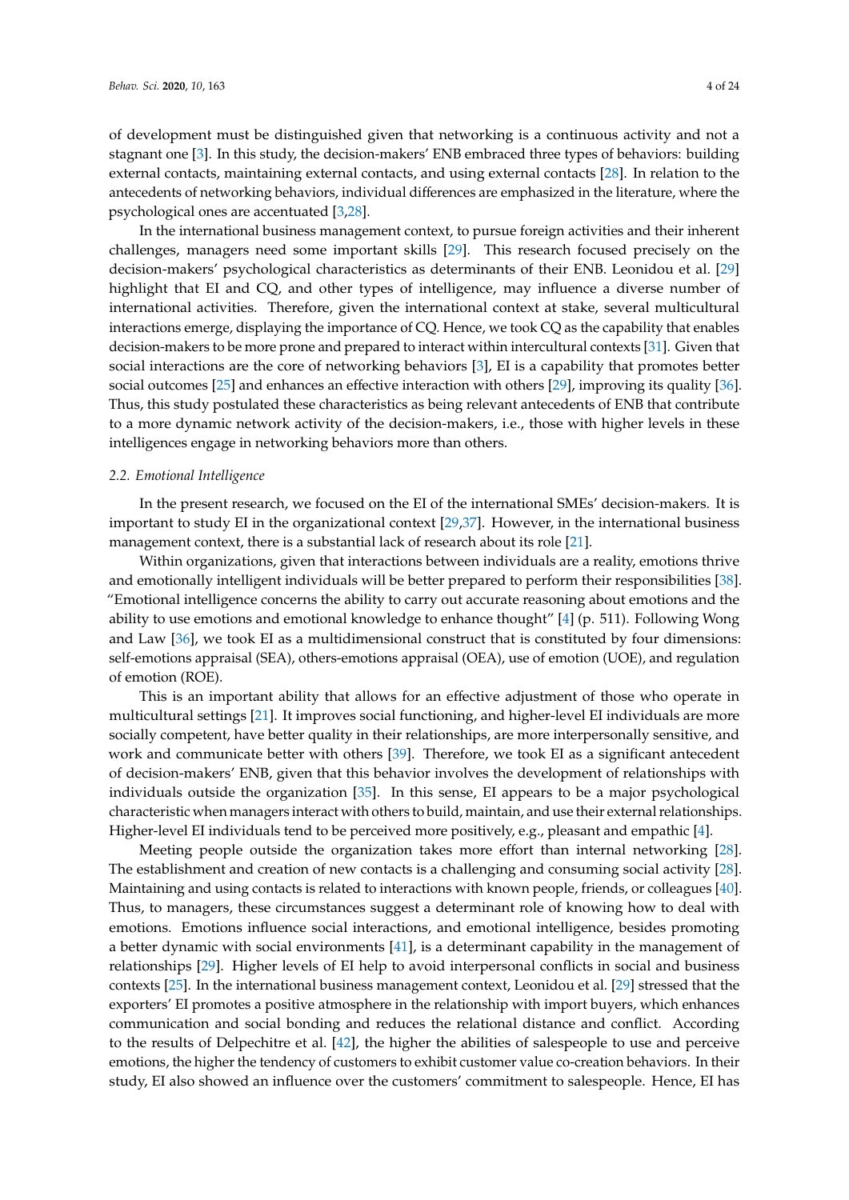of development must be distinguished given that networking is a continuous activity and not a stagnant one [3]. In this study, the decision-makers' ENB embraced three types of behaviors: building external contacts, maintaining external contacts, and using external contacts [28]. In relation to the antecedents of networking behaviors, individual differences are emphasized in the literature, where the psychological ones are accentuated [3,28].

In the international business management context, to pursue foreign activities and their inherent challenges, managers need some important skills [29]. This research focused precisely on the decision-makers' psychological characteristics as determinants of their ENB. Leonidou et al. [29] highlight that EI and CQ, and other types of intelligence, may influence a diverse number of international activities. Therefore, given the international context at stake, several multicultural interactions emerge, displaying the importance of CQ. Hence, we took CQ as the capability that enables decision-makers to be more prone and prepared to interact within intercultural contexts [31]. Given that social interactions are the core of networking behaviors [3], EI is a capability that promotes better social outcomes [25] and enhances an effective interaction with others [29], improving its quality [36]. Thus, this study postulated these characteristics as being relevant antecedents of ENB that contribute to a more dynamic network activity of the decision-makers, i.e., those with higher levels in these intelligences engage in networking behaviors more than others.

### *2.2. Emotional Intelligence*

In the present research, we focused on the EI of the international SMEs' decision-makers. It is important to study EI in the organizational context [29,37]. However, in the international business management context, there is a substantial lack of research about its role [21].

Within organizations, given that interactions between individuals are a reality, emotions thrive and emotionally intelligent individuals will be better prepared to perform their responsibilities [38]. "Emotional intelligence concerns the ability to carry out accurate reasoning about emotions and the ability to use emotions and emotional knowledge to enhance thought" [4] (p. 511). Following Wong and Law [36], we took EI as a multidimensional construct that is constituted by four dimensions: self-emotions appraisal (SEA), others-emotions appraisal (OEA), use of emotion (UOE), and regulation of emotion (ROE).

This is an important ability that allows for an effective adjustment of those who operate in multicultural settings [21]. It improves social functioning, and higher-level EI individuals are more socially competent, have better quality in their relationships, are more interpersonally sensitive, and work and communicate better with others [39]. Therefore, we took EI as a significant antecedent of decision-makers' ENB, given that this behavior involves the development of relationships with individuals outside the organization [35]. In this sense, EI appears to be a major psychological characteristic when managers interact with others to build, maintain, and use their external relationships. Higher-level EI individuals tend to be perceived more positively, e.g., pleasant and empathic [4].

Meeting people outside the organization takes more effort than internal networking [28]. The establishment and creation of new contacts is a challenging and consuming social activity [28]. Maintaining and using contacts is related to interactions with known people, friends, or colleagues [40]. Thus, to managers, these circumstances suggest a determinant role of knowing how to deal with emotions. Emotions influence social interactions, and emotional intelligence, besides promoting a better dynamic with social environments [41], is a determinant capability in the management of relationships [29]. Higher levels of EI help to avoid interpersonal conflicts in social and business contexts [25]. In the international business management context, Leonidou et al. [29] stressed that the exporters' EI promotes a positive atmosphere in the relationship with import buyers, which enhances communication and social bonding and reduces the relational distance and conflict. According to the results of Delpechitre et al. [42], the higher the abilities of salespeople to use and perceive emotions, the higher the tendency of customers to exhibit customer value co-creation behaviors. In their study, EI also showed an influence over the customers' commitment to salespeople. Hence, EI has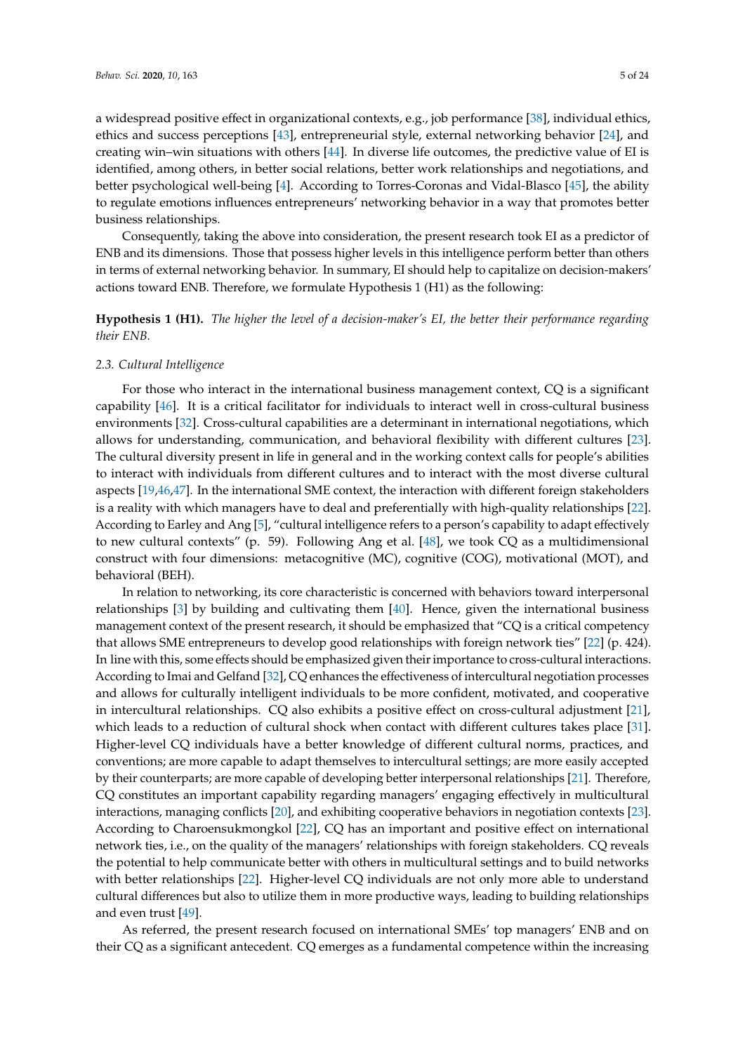a widespread positive effect in organizational contexts, e.g., job performance [38], individual ethics, ethics and success perceptions [43], entrepreneurial style, external networking behavior [24], and creating win–win situations with others [44]. In diverse life outcomes, the predictive value of EI is identified, among others, in better social relations, better work relationships and negotiations, and better psychological well-being [4]. According to Torres-Coronas and Vidal-Blasco [45], the ability to regulate emotions influences entrepreneurs' networking behavior in a way that promotes better business relationships.

Consequently, taking the above into consideration, the present research took EI as a predictor of ENB and its dimensions. Those that possess higher levels in this intelligence perform better than others in terms of external networking behavior. In summary, EI should help to capitalize on decision-makers' actions toward ENB. Therefore, we formulate Hypothesis 1 (H1) as the following:

**Hypothesis 1 (H1).** *The higher the level of a decision-maker's EI, the better their performance regarding their ENB.*

### 2.3. Cultural Intelligence

For those who interact in the international business management context, CQ is a significant capability [46]. It is a critical facilitator for individuals to interact well in cross-cultural business environments [32]. Cross-cultural capabilities are a determinant in international negotiations, which allows for understanding, communication, and behavioral flexibility with different cultures [23]. The cultural diversity present in life in general and in the working context calls for people's abilities to interact with individuals from different cultures and to interact with the most diverse cultural aspects [19,46,47]. In the international SME context, the interaction with different foreign stakeholders is a reality with which managers have to deal and preferentially with high-quality relationships [22]. According to Earley and Ang [5], "cultural intelligence refers to a person's capability to adapt effectively to new cultural contexts" (p. 59). Following Ang et al. [48], we took CQ as a multidimensional construct with four dimensions: metacognitive (MC), cognitive (COG), motivational (MOT), and behavioral (BEH).

In relation to networking, its core characteristic is concerned with behaviors toward interpersonal relationships [3] by building and cultivating them [40]. Hence, given the international business management context of the present research, it should be emphasized that "CQ is a critical competency that allows SME entrepreneurs to develop good relationships with foreign network ties" [22] (p. 424). In line with this, some effects should be emphasized given their importance to cross-cultural interactions. According to Imai and Gelfand [32], CQ enhances the effectiveness of intercultural negotiation processes and allows for culturally intelligent individuals to be more confident, motivated, and cooperative in intercultural relationships. CQ also exhibits a positive effect on cross-cultural adjustment [21], which leads to a reduction of cultural shock when contact with different cultures takes place [31]. Higher-level CQ individuals have a better knowledge of different cultural norms, practices, and conventions; are more capable to adapt themselves to intercultural settings; are more easily accepted by their counterparts; are more capable of developing better interpersonal relationships [21]. Therefore, CQ constitutes an important capability regarding managers' engaging effectively in multicultural interactions, managing conflicts [20], and exhibiting cooperative behaviors in negotiation contexts [23]. According to Charoensukmongkol [22], CQ has an important and positive effect on international network ties, i.e., on the quality of the managers' relationships with foreign stakeholders. CQ reveals the potential to help communicate better with others in multicultural settings and to build networks with better relationships [22]. Higher-level CQ individuals are not only more able to understand cultural differences but also to utilize them in more productive ways, leading to building relationships and even trust [49].

As referred, the present research focused on international SMEs' top managers' ENB and on their CQ as a significant antecedent. CQ emerges as a fundamental competence within the increasing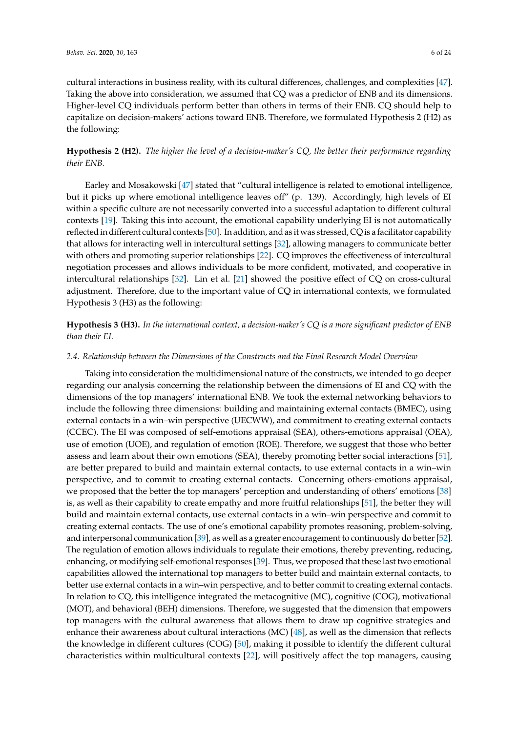cultural interactions in business reality, with its cultural differences, challenges, and complexities [47]. Taking the above into consideration, we assumed that CQ was a predictor of ENB and its dimensions. Higher-level CQ individuals perform better than others in terms of their ENB. CQ should help to capitalize on decision-makers' actions toward ENB. Therefore, we formulated Hypothesis 2 (H2) as the following:

**Hypothesis 2 (H2).** *The higher the level of a decision-maker's CQ, the better their performance regarding their ENB.*

Earley and Mosakowski [47] stated that "cultural intelligence is related to emotional intelligence, but it picks up where emotional intelligence leaves off" (p. 139). Accordingly, high levels of EI within a specific culture are not necessarily converted into a successful adaptation to different cultural contexts [19]. Taking this into account, the emotional capability underlying EI is not automatically reflected in different cultural contexts [50]. In addition, and as it was stressed, CQ is a facilitator capability that allows for interacting well in intercultural settings [32], allowing managers to communicate better with others and promoting superior relationships [22]. CQ improves the effectiveness of intercultural negotiation processes and allows individuals to be more confident, motivated, and cooperative in intercultural relationships [32]. Lin et al. [21] showed the positive effect of CQ on cross-cultural adjustment. Therefore, due to the important value of CQ in international contexts, we formulated Hypothesis 3 (H3) as the following:

**Hypothesis 3 (H3).** *In the international context, a decision-maker's CQ is a more significant predictor of ENB than their EI.*

### *2.4. Relationship between the Dimensions of the Constructs and the Final Research Model Overview*

Taking into consideration the multidimensional nature of the constructs, we intended to go deeper regarding our analysis concerning the relationship between the dimensions of EI and CQ with the dimensions of the top managers' international ENB. We took the external networking behaviors to include the following three dimensions: building and maintaining external contacts (BMEC), using external contacts in a win–win perspective (UECWW), and commitment to creating external contacts (CCEC). The EI was composed of self-emotions appraisal (SEA), others-emotions appraisal (OEA), use of emotion (UOE), and regulation of emotion (ROE). Therefore, we suggest that those who better assess and learn about their own emotions (SEA), thereby promoting better social interactions [51], are better prepared to build and maintain external contacts, to use external contacts in a win–win perspective, and to commit to creating external contacts. Concerning others-emotions appraisal, we proposed that the better the top managers' perception and understanding of others' emotions [38] is, as well as their capability to create empathy and more fruitful relationships [51], the better they will build and maintain external contacts, use external contacts in a win–win perspective and commit to creating external contacts. The use of one's emotional capability promotes reasoning, problem-solving, and interpersonal communication [39], as well as a greater encouragement to continuously do better [52]. The regulation of emotion allows individuals to regulate their emotions, thereby preventing, reducing, enhancing, or modifying self-emotional responses [39]. Thus, we proposed that these last two emotional capabilities allowed the international top managers to better build and maintain external contacts, to better use external contacts in a win–win perspective, and to better commit to creating external contacts. In relation to CQ, this intelligence integrated the metacognitive (MC), cognitive (COG), motivational (MOT), and behavioral (BEH) dimensions. Therefore, we suggested that the dimension that empowers top managers with the cultural awareness that allows them to draw up cognitive strategies and enhance their awareness about cultural interactions (MC) [48], as well as the dimension that reflects the knowledge in different cultures (COG) [50], making it possible to identify the different cultural characteristics within multicultural contexts [22], will positively affect the top managers, causing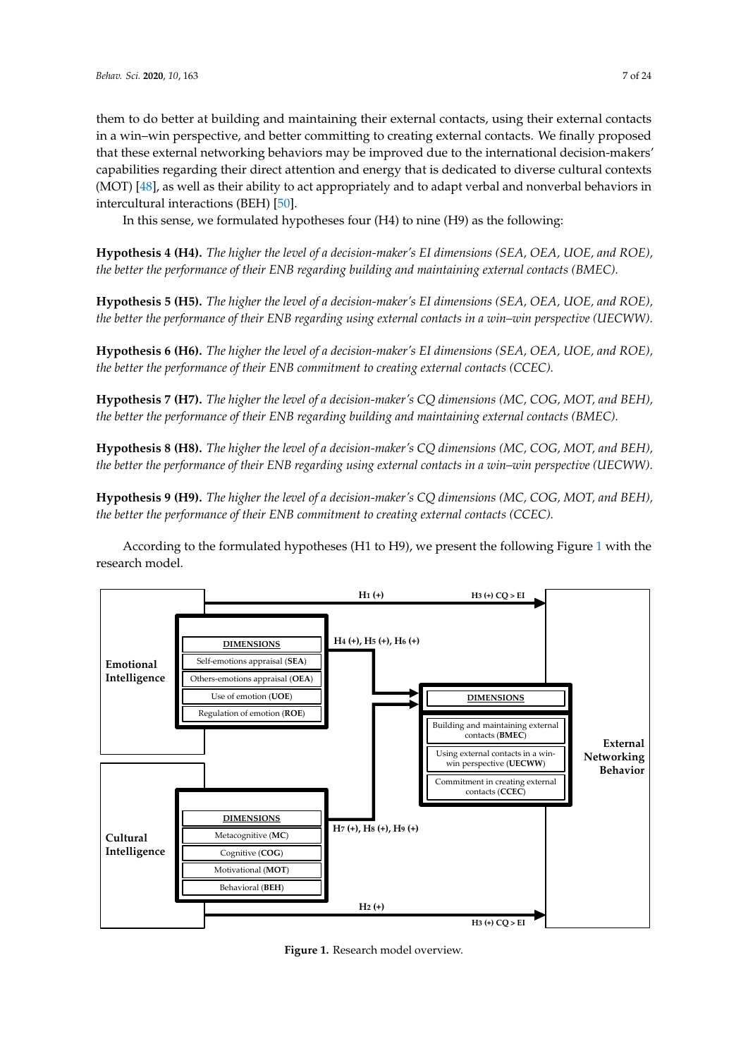them to do better at building and maintaining their external contacts, using their external contacts in a win–win perspective, and better committing to creating external contacts. We finally proposed that these external networking behaviors may be improved due to the international decision-makers' capabilities regarding their direct attention and energy that is dedicated to diverse cultural contexts (MOT) [48], as well as their ability to act appropriately and to adapt verbal and nonverbal behaviors in intercultural interactions (BEH) [50].

In this sense, we formulated hypotheses four (H4) to nine (H9) as the following:

**Hypothesis 4 (H4).** *The higher the level of a decision-maker's EI dimensions (SEA, OEA, UOE, and ROE), the better the performance of their ENB regarding building and maintaining external contacts (BMEC).*

**Hypothesis 5 (H5).** *The higher the level of a decision-maker's EI dimensions (SEA, OEA, UOE, and ROE), the better the performance of their ENB regarding using external contacts in a win–win perspective (UECWW).*

**Hypothesis 6 (H6).** *The higher the level of a decision-maker's EI dimensions (SEA, OEA, UOE, and ROE), the better the performance of their ENB commitment to creating external contacts (CCEC).*

**Hypothesis 7 (H7).** *The higher the level of a decision-maker's CQ dimensions (MC, COG, MOT, and BEH), the better the performance of their ENB regarding building and maintaining external contacts (BMEC).*

**Hypothesis 8 (H8).** *The higher the level of a decision-maker's CQ dimensions (MC, COG, MOT, and BEH), the better the performance of their ENB regarding using external contacts in a win–win perspective (UECWW).*

**Hypothesis 9 (H9).** *The higher the level of a decision-maker's CQ dimensions (MC, COG, MOT, and BEH), the better the performance of their ENB commitment to creating external contacts (CCEC).*

According to the formulated hypotheses (H1 to H9), we present the following Figure 1 with the research model.

Figure 1. Research model overview.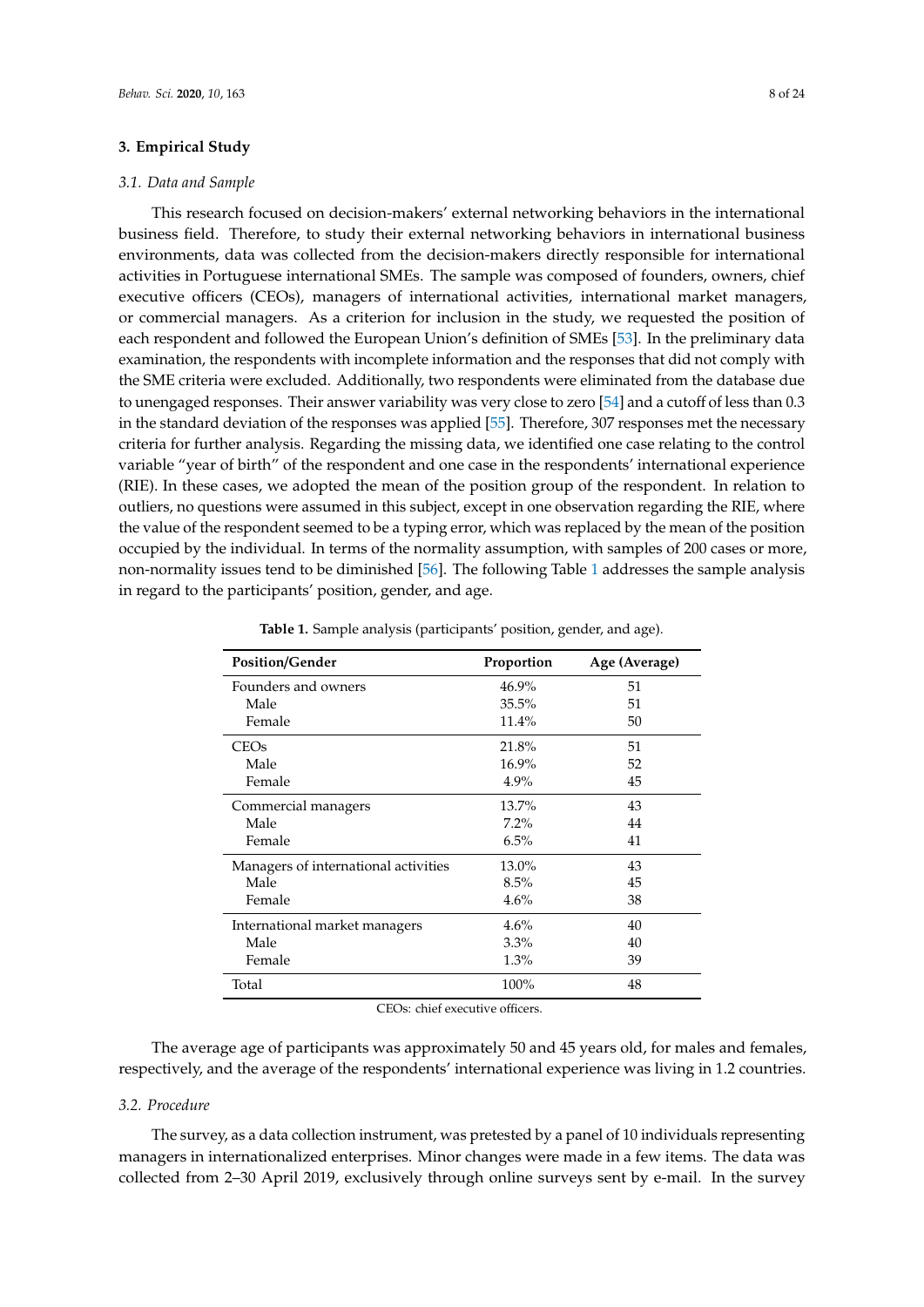## 3. Empirical Study

### *3.1. Data and Sample*

This research focused on decision-makers' external networking behaviors in the international business field. Therefore, to study their external networking behaviors in international business environments, data was collected from the decision-makers directly responsible for international activities in Portuguese international SMEs. The sample was composed of founders, owners, chief executive officers (CEOs), managers of international activities, international market managers, or commercial managers. As a criterion for inclusion in the study, we requested the position of each respondent and followed the European Union's definition of SMEs [53]. In the preliminary data examination, the respondents with incomplete information and the responses that did not comply with the SME criteria were excluded. Additionally, two respondents were eliminated from the database due to unengaged responses. Their answer variability was very close to zero [54] and a cutoff of less than 0.3 in the standard deviation of the responses was applied [55]. Therefore, 307 responses met the necessary criteria for further analysis. Regarding the missing data, we identified one case relating to the control variable "year of birth" of the respondent and one case in the respondents' international experience (RIE). In these cases, we adopted the mean of the position group of the respondent. In relation to outliers, no questions were assumed in this subject, except in one observation regarding the RIE, where the value of the respondent seemed to be a typing error, which was replaced by the mean of the position occupied by the individual. In terms of the normality assumption, with samples of 200 cases or more, non-normality issues tend to be diminished [56]. The following Table 1 addresses the sample analysis in regard to the participants' position, gender, and age.

**Table 1.** Sample analysis (participants' position, gender, and age).

| Position/Gender | Proportion | Age (Average) |
|---|---|---|
| Founders and owners | 46.9% | 51 |
| Male | 35.5% | 51 |
| Female | 11.4% | 50 |
| CEOs | 21.8% | 51 |
| Male | 16.9% | 52 |
| Female | 4.9% | 45 |
| Commercial managers | 13.7% | 43 |
| Male | 7.2% | 44 |
| Female | 6.5% | 41 |
| Managers of international activities | 13.0% | 43 |
| Male | 8.5% | 45 |
| Female | 4.6% | 38 |
| International market managers | 4.6% | 40 |
| Male | 3.3% | 40 |
| Female | 1.3% | 39 |
| Total | 100% | 48 |

CEOs: chief executive officers.

The average age of participants was approximately 50 and 45 years old, for males and females, respectively, and the average of the respondents' international experience was living in 1.2 countries.

### *3.2. Procedure*

The survey, as a data collection instrument, was pretested by a panel of 10 individuals representing managers in internationalized enterprises. Minor changes were made in a few items. The data was collected from 2–30 April 2019, exclusively through online surveys sent by e-mail. In the survey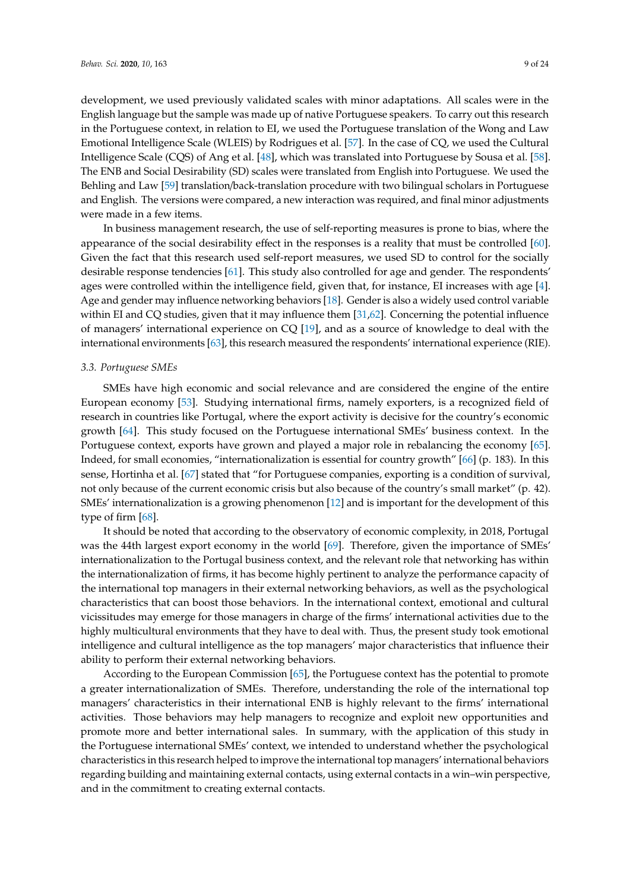development, we used previously validated scales with minor adaptations. All scales were in the English language but the sample was made up of native Portuguese speakers. To carry out this research in the Portuguese context, in relation to EI, we used the Portuguese translation of the Wong and Law Emotional Intelligence Scale (WLEIS) by Rodrigues et al. [57]. In the case of CQ, we used the Cultural Intelligence Scale (CQS) of Ang et al. [48], which was translated into Portuguese by Sousa et al. [58]. The ENB and Social Desirability (SD) scales were translated from English into Portuguese. We used the Behling and Law [59] translation/back-translation procedure with two bilingual scholars in Portuguese and English. The versions were compared, a new interaction was required, and final minor adjustments were made in a few items.

In business management research, the use of self-reporting measures is prone to bias, where the appearance of the social desirability effect in the responses is a reality that must be controlled [60]. Given the fact that this research used self-report measures, we used SD to control for the socially desirable response tendencies [61]. This study also controlled for age and gender. The respondents' ages were controlled within the intelligence field, given that, for instance, EI increases with age [4]. Age and gender may influence networking behaviors [18]. Gender is also a widely used control variable within EI and CQ studies, given that it may influence them [31,62]. Concerning the potential influence of managers' international experience on CQ [19], and as a source of knowledge to deal with the international environments [63], this research measured the respondents' international experience (RIE).

### *3.3. Portuguese SMEs*

SMEs have high economic and social relevance and are considered the engine of the entire European economy [53]. Studying international firms, namely exporters, is a recognized field of research in countries like Portugal, where the export activity is decisive for the country's economic growth [64]. This study focused on the Portuguese international SMEs' business context. In the Portuguese context, exports have grown and played a major role in rebalancing the economy [65]. Indeed, for small economies, "internationalization is essential for country growth" [66] (p. 183). In this sense, Hortinha et al. [67] stated that "for Portuguese companies, exporting is a condition of survival, not only because of the current economic crisis but also because of the country's small market" (p. 42). SMEs' internationalization is a growing phenomenon [12] and is important for the development of this type of firm [68].

It should be noted that according to the observatory of economic complexity, in 2018, Portugal was the 44th largest export economy in the world [69]. Therefore, given the importance of SMEs' internationalization to the Portugal business context, and the relevant role that networking has within the internationalization of firms, it has become highly pertinent to analyze the performance capacity of the international top managers in their external networking behaviors, as well as the psychological characteristics that can boost those behaviors. In the international context, emotional and cultural vicissitudes may emerge for those managers in charge of the firms' international activities due to the highly multicultural environments that they have to deal with. Thus, the present study took emotional intelligence and cultural intelligence as the top managers' major characteristics that influence their ability to perform their external networking behaviors.

According to the European Commission [65], the Portuguese context has the potential to promote a greater internationalization of SMEs. Therefore, understanding the role of the international top managers' characteristics in their international ENB is highly relevant to the firms' international activities. Those behaviors may help managers to recognize and exploit new opportunities and promote more and better international sales. In summary, with the application of this study in the Portuguese international SMEs' context, we intended to understand whether the psychological characteristics in this research helped to improve the international top managers' international behaviors regarding building and maintaining external contacts, using external contacts in a win–win perspective, and in the commitment to creating external contacts.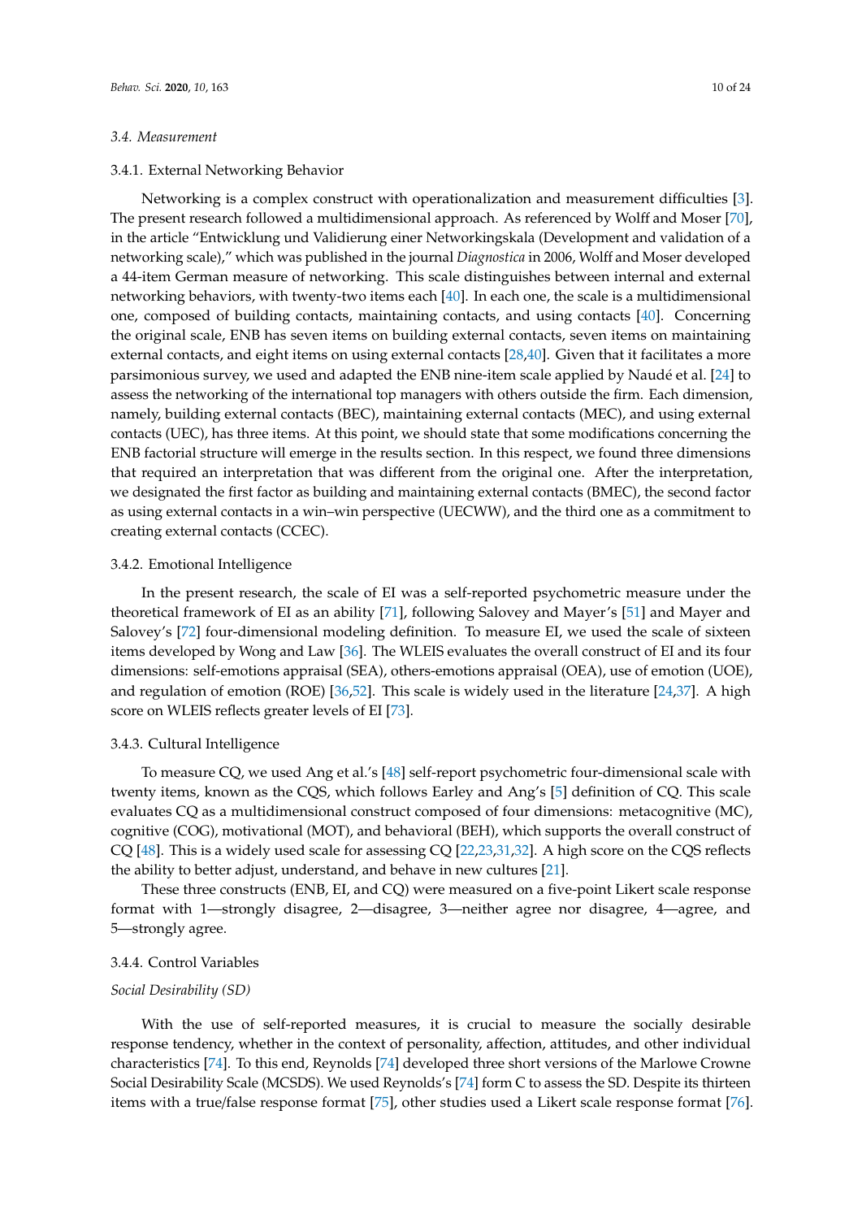### 3.4. Measurement

#### 3.4.1. External Networking Behavior

Networking is a complex construct with operationalization and measurement difficulties [3]. The present research followed a multidimensional approach. As referenced by Wolff and Moser [70], in the article "Entwicklung und Validierung einer Networkingskala (Development and validation of a networking scale)," which was published in the journal *Diagnostica* in 2006, Wolff and Moser developed a 44-item German measure of networking. This scale distinguishes between internal and external networking behaviors, with twenty-two items each [40]. In each one, the scale is a multidimensional one, composed of building contacts, maintaining contacts, and using contacts [40]. Concerning the original scale, ENB has seven items on building external contacts, seven items on maintaining external contacts, and eight items on using external contacts [28,40]. Given that it facilitates a more parsimonious survey, we used and adapted the ENB nine-item scale applied by Naudé et al. [24] to assess the networking of the international top managers with others outside the firm. Each dimension, namely, building external contacts (BEC), maintaining external contacts (MEC), and using external contacts (UEC), has three items. At this point, we should state that some modifications concerning the ENB factorial structure will emerge in the results section. In this respect, we found three dimensions that required an interpretation that was different from the original one. After the interpretation, we designated the first factor as building and maintaining external contacts (BMEC), the second factor as using external contacts in a win–win perspective (UECWW), and the third one as a commitment to creating external contacts (CCEC).

#### 3.4.2. Emotional Intelligence

In the present research, the scale of EI was a self-reported psychometric measure under the theoretical framework of EI as an ability [71], following Salovey and Mayer's [51] and Mayer and Salovey's [72] four-dimensional modeling definition. To measure EI, we used the scale of sixteen items developed by Wong and Law [36]. The WLEIS evaluates the overall construct of EI and its four dimensions: self-emotions appraisal (SEA), others-emotions appraisal (OEA), use of emotion (UOE), and regulation of emotion (ROE) [36,52]. This scale is widely used in the literature [24,37]. A high score on WLEIS reflects greater levels of EI [73].

#### 3.4.3. Cultural Intelligence

To measure CQ, we used Ang et al.'s [48] self-report psychometric four-dimensional scale with twenty items, known as the CQS, which follows Earley and Ang's [5] definition of CQ. This scale evaluates CQ as a multidimensional construct composed of four dimensions: metacognitive (MC), cognitive (COG), motivational (MOT), and behavioral (BEH), which supports the overall construct of CQ [48]. This is a widely used scale for assessing CQ [22,23,31,32]. A high score on the CQS reflects the ability to better adjust, understand, and behave in new cultures [21].

These three constructs (ENB, EI, and CQ) were measured on a five-point Likert scale response format with 1—strongly disagree, 2—disagree, 3—neither agree nor disagree, 4—agree, and 5—strongly agree.

#### 3.4.4. Control Variables

*Social Desirability (SD)*

With the use of self-reported measures, it is crucial to measure the socially desirable response tendency, whether in the context of personality, affection, attitudes, and other individual characteristics [74]. To this end, Reynolds [74] developed three short versions of the Marlowe Crowne Social Desirability Scale (MCSDS). We used Reynolds's [74] form C to assess the SD. Despite its thirteen items with a true/false response format [75], other studies used a Likert scale response format [76].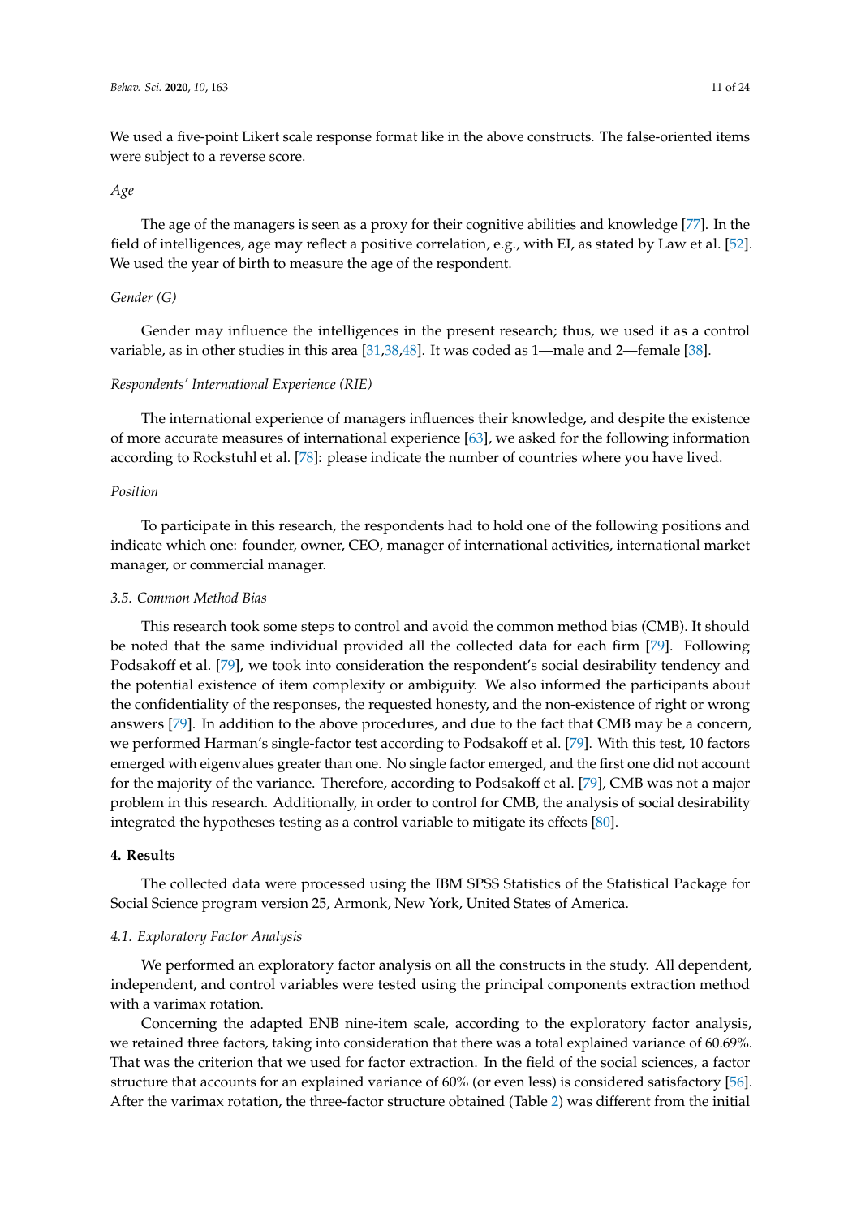We used a five-point Likert scale response format like in the above constructs. The false-oriented items were subject to a reverse score.

*Age*

The age of the managers is seen as a proxy for their cognitive abilities and knowledge [77]. In the field of intelligences, age may reflect a positive correlation, e.g., with EI, as stated by Law et al. [52]. We used the year of birth to measure the age of the respondent.

*Gender (G)*

Gender may influence the intelligences in the present research; thus, we used it as a control variable, as in other studies in this area [31,38,48]. It was coded as 1—male and 2—female [38].

*Respondents' International Experience (RIE)*

The international experience of managers influences their knowledge, and despite the existence of more accurate measures of international experience [63], we asked for the following information according to Rockstuhl et al. [78]: please indicate the number of countries where you have lived.

*Position*

To participate in this research, the respondents had to hold one of the following positions and indicate which one: founder, owner, CEO, manager of international activities, international market manager, or commercial manager.

### 3.5. Common Method Bias

This research took some steps to control and avoid the common method bias (CMB). It should be noted that the same individual provided all the collected data for each firm [79]. Following Podsakoff et al. [79], we took into consideration the respondent's social desirability tendency and the potential existence of item complexity or ambiguity. We also informed the participants about the confidentiality of the responses, the requested honesty, and the non-existence of right or wrong answers [79]. In addition to the above procedures, and due to the fact that CMB may be a concern, we performed Harman's single-factor test according to Podsakoff et al. [79]. With this test, 10 factors emerged with eigenvalues greater than one. No single factor emerged, and the first one did not account for the majority of the variance. Therefore, according to Podsakoff et al. [79], CMB was not a major problem in this research. Additionally, in order to control for CMB, the analysis of social desirability integrated the hypotheses testing as a control variable to mitigate its effects [80].

## 4. Results

The collected data were processed using the IBM SPSS Statistics of the Statistical Package for Social Science program version 25, Armonk, New York, United States of America.

### 4.1. Exploratory Factor Analysis

We performed an exploratory factor analysis on all the constructs in the study. All dependent, independent, and control variables were tested using the principal components extraction method with a varimax rotation.

Concerning the adapted ENB nine-item scale, according to the exploratory factor analysis, we retained three factors, taking into consideration that there was a total explained variance of 60.69%. That was the criterion that we used for factor extraction. In the field of the social sciences, a factor structure that accounts for an explained variance of 60% (or even less) is considered satisfactory [56]. After the varimax rotation, the three-factor structure obtained (Table 2) was different from the initial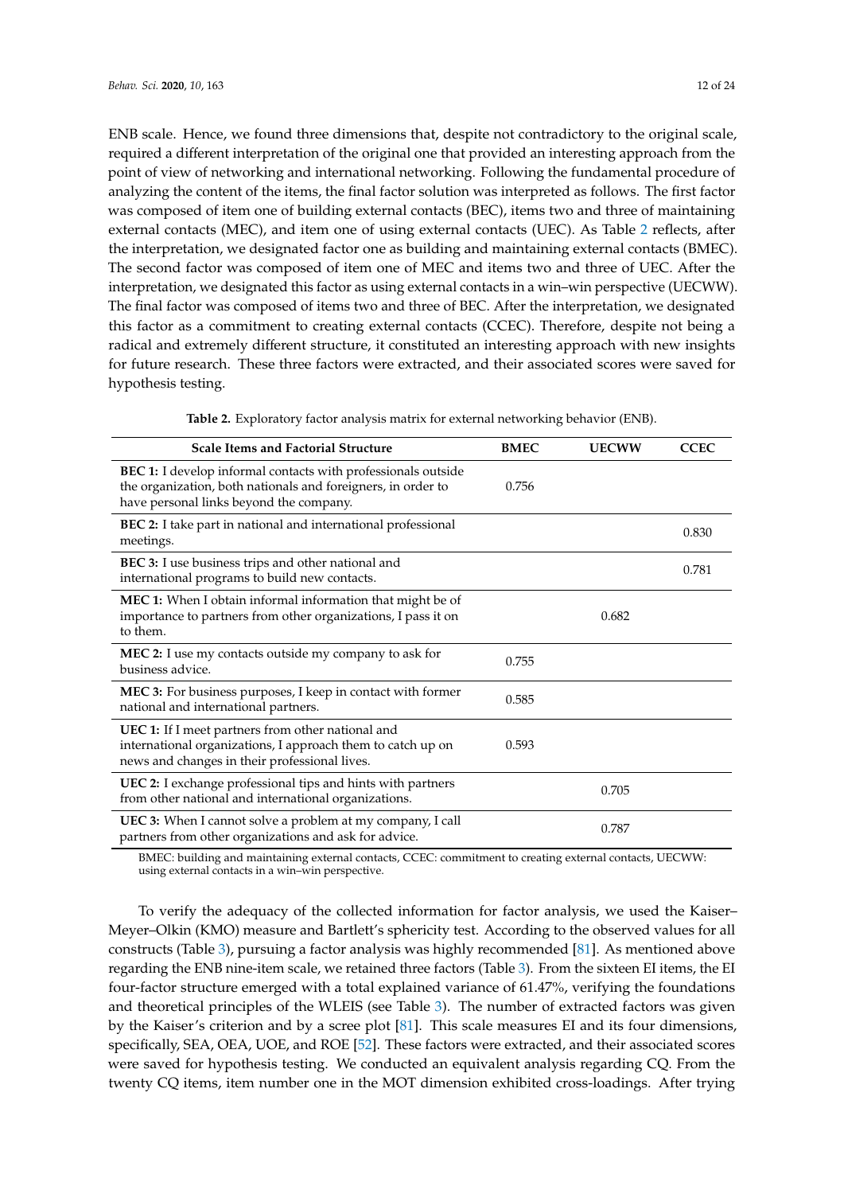ENB scale. Hence, we found three dimensions that, despite not contradictory to the original scale, required a different interpretation of the original one that provided an interesting approach from the point of view of networking and international networking. Following the fundamental procedure of analyzing the content of the items, the final factor solution was interpreted as follows. The first factor was composed of item one of building external contacts (BEC), items two and three of maintaining external contacts (MEC), and item one of using external contacts (UEC). As Table 2 reflects, after the interpretation, we designated factor one as building and maintaining external contacts (BMEC). The second factor was composed of item one of MEC and items two and three of UEC. After the interpretation, we designated this factor as using external contacts in a win–win perspective (UECWW). The final factor was composed of items two and three of BEC. After the interpretation, we designated this factor as a commitment to creating external contacts (CCEC). Therefore, despite not being a radical and extremely different structure, it constituted an interesting approach with new insights for future research. These three factors were extracted, and their associated scores were saved for hypothesis testing.

**Table 2.** Exploratory factor analysis matrix for external networking behavior (ENB).

| Scale Items and Factorial Structure | BMEC | UECWW | CCEC |
|---|---|---|---|
| **BEC 1:** I develop informal contacts with professionals outside the organization, both nationals and foreigners, in order to have personal links beyond the company. | 0.756 | | |
| **BEC 2:** I take part in national and international professional meetings. | | | 0.830 |
| **BEC 3:** I use business trips and other national and international programs to build new contacts. | | | 0.781 |
| **MEC 1:** When I obtain informal information that might be of importance to partners from other organizations, I pass it on to them. | | 0.682 | |
| **MEC 2:** I use my contacts outside my company to ask for business advice. | 0.755 | | |
| **MEC 3:** For business purposes, I keep in contact with former national and international partners. | 0.585 | | |
| **UEC 1:** If I meet partners from other national and international organizations, I approach them to catch up on news and changes in their professional lives. | 0.593 | | |
| **UEC 2:** I exchange professional tips and hints with partners from other national and international organizations. | | 0.705 | |
| **UEC 3:** When I cannot solve a problem at my company, I call partners from other organizations and ask for advice. | | 0.787 | |

BMEC: building and maintaining external contacts, CCEC: commitment to creating external contacts, UECWW: using external contacts in a win–win perspective.

To verify the adequacy of the collected information for factor analysis, we used the Kaiser–Meyer–Olkin (KMO) measure and Bartlett's sphericity test. According to the observed values for all constructs (Table 3), pursuing a factor analysis was highly recommended [81]. As mentioned above regarding the ENB nine-item scale, we retained three factors (Table 3). From the sixteen EI items, the EI four-factor structure emerged with a total explained variance of 61.47%, verifying the foundations and theoretical principles of the WLEIS (see Table 3). The number of extracted factors was given by the Kaiser's criterion and by a scree plot [81]. This scale measures EI and its four dimensions, specifically, SEA, OEA, UOE, and ROE [52]. These factors were extracted, and their associated scores were saved for hypothesis testing. We conducted an equivalent analysis regarding CQ. From the twenty CQ items, item number one in the MOT dimension exhibited cross-loadings. After trying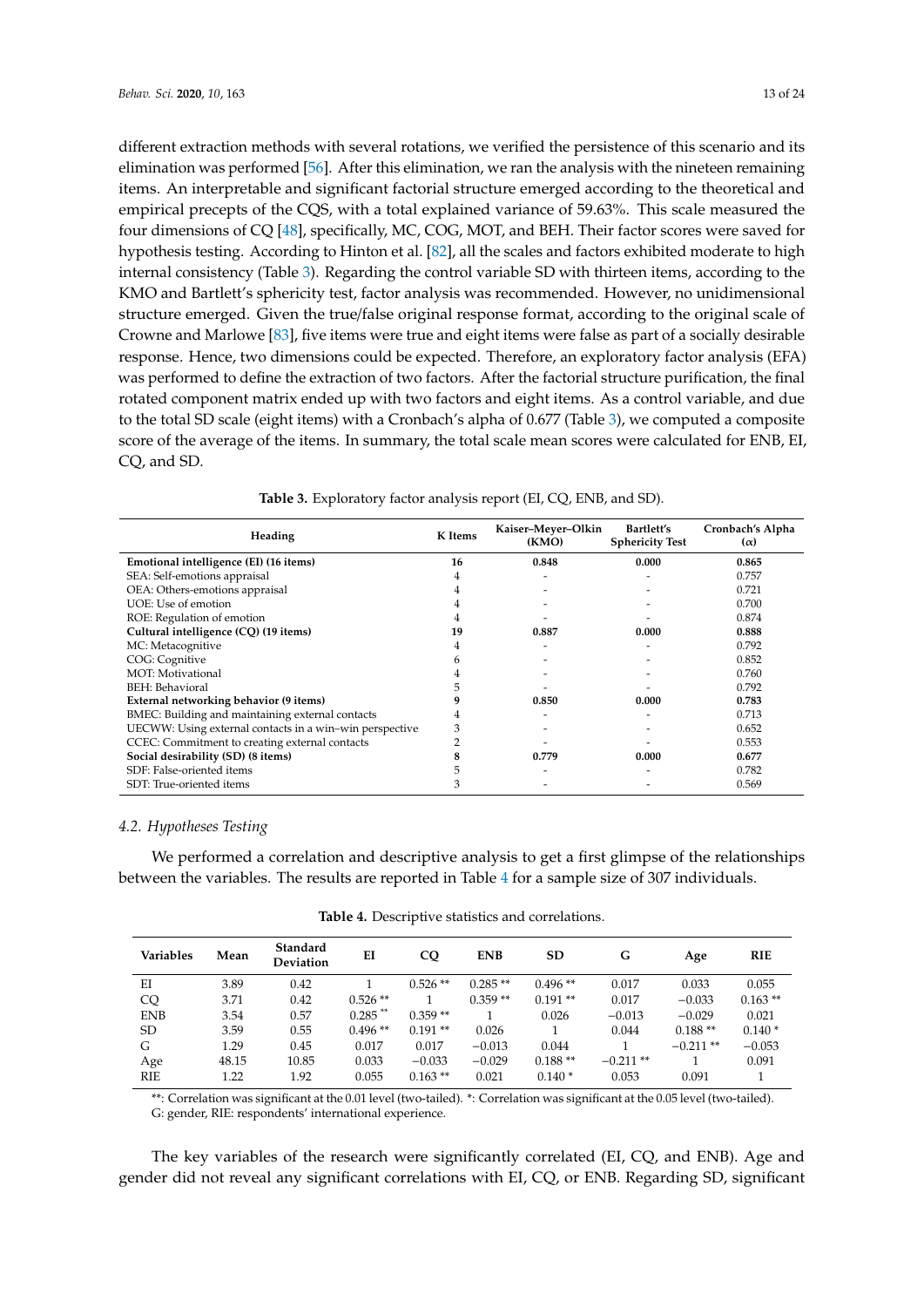different extraction methods with several rotations, we verified the persistence of this scenario and its elimination was performed [56]. After this elimination, we ran the analysis with the nineteen remaining items. An interpretable and significant factorial structure emerged according to the theoretical and empirical precepts of the CQS, with a total explained variance of 59.63%. This scale measured the four dimensions of CQ [48], specifically, MC, COG, MOT, and BEH. Their factor scores were saved for hypothesis testing. According to Hinton et al. [82], all the scales and factors exhibited moderate to high internal consistency (Table 3). Regarding the control variable SD with thirteen items, according to the KMO and Bartlett's sphericity test, factor analysis was recommended. However, no unidimensional structure emerged. Given the true/false original response format, according to the original scale of Crowne and Marlowe [83], five items were true and eight items were false as part of a socially desirable response. Hence, two dimensions could be expected. Therefore, an exploratory factor analysis (EFA) was performed to define the extraction of two factors. After the factorial structure purification, the final rotated component matrix ended up with two factors and eight items. As a control variable, and due to the total SD scale (eight items) with a Cronbach's alpha of 0.677 (Table 3), we computed a composite score of the average of the items. In summary, the total scale mean scores were calculated for ENB, EI, CQ, and SD.

**Table 3.** Exploratory factor analysis report (EI, CQ, ENB, and SD).

| Heading | K Items | Kaiser–Meyer–Olkin (KMO) | Bartlett's Sphericity Test | Cronbach's Alpha ($\alpha$) |
|---|---|---|---|---|
| **Emotional intelligence (EI) (16 items)** | **16** | **0.848** | **0.000** | **0.865** |
| SEA: Self-emotions appraisal | 4 | - | - | 0.757 |
| OEA: Others-emotions appraisal | 4 | - | - | 0.721 |
| UOE: Use of emotion | 4 | - | - | 0.700 |
| ROE: Regulation of emotion | 4 | - | - | 0.874 |
| **Cultural intelligence (CQ) (19 items)** | **19** | **0.887** | **0.000** | **0.888** |
| MC: Metacognitive | 4 | - | - | 0.792 |
| COG: Cognitive | 6 | - | - | 0.852 |
| MOT: Motivational | 4 | - | - | 0.760 |
| BEH: Behavioral | 5 | - | - | 0.792 |
| **External networking behavior (9 items)** | **9** | **0.850** | **0.000** | **0.783** |
| BMEC: Building and maintaining external contacts | 4 | - | - | 0.713 |
| UECWW: Using external contacts in a win–win perspective | 3 | - | - | 0.652 |
| CCEC: Commitment to creating external contacts | 2 | - | - | 0.553 |
| **Social desirability (SD) (8 items)** | **8** | **0.779** | **0.000** | **0.677** |
| SDF: False-oriented items | 5 | - | - | 0.782 |
| SDT: True-oriented items | 3 | - | - | 0.569 |

### 4.2. Hypotheses Testing

We performed a correlation and descriptive analysis to get a first glimpse of the relationships between the variables. The results are reported in Table 4 for a sample size of 307 individuals.

**Table 4.** Descriptive statistics and correlations.

| Variables | Mean | Standard Deviation | EI | CQ | ENB | SD | G | Age | RIE |
|---|---|---|---|---|---|---|---|---|---|
| EI | 3.89 | 0.42 | 1 | 0.526 ** | 0.285 ** | 0.496 ** | 0.017 | 0.033 | 0.055 |
| CQ | 3.71 | 0.42 | 0.526 ** | 1 | 0.359 ** | 0.191 ** | 0.017 | −0.033 | 0.163 ** |
| ENB | 3.54 | 0.57 | 0.285 ** | 0.359 ** | 1 | 0.026 | −0.013 | −0.029 | 0.021 |
| SD | 3.59 | 0.55 | 0.496 ** | 0.191 ** | 0.026 | 1 | 0.044 | 0.188 ** | 0.140 * |
| G | 1.29 | 0.45 | 0.017 | 0.017 | −0.013 | 0.044 | 1 | −0.211 ** | −0.053 |
| Age | 48.15 | 10.85 | 0.033 | −0.033 | −0.029 | 0.188 ** | −0.211 ** | 1 | 0.091 |
| RIE | 1.22 | 1.92 | 0.055 | 0.163 ** | 0.021 | 0.140 * | 0.053 | 0.091 | 1 |

**: Correlation was significant at the 0.01 level (two-tailed). *: Correlation was significant at the 0.05 level (two-tailed). G: gender, RIE: respondents' international experience.

The key variables of the research were significantly correlated (EI, CQ, and ENB). Age and gender did not reveal any significant correlations with EI, CQ, or ENB. Regarding SD, significant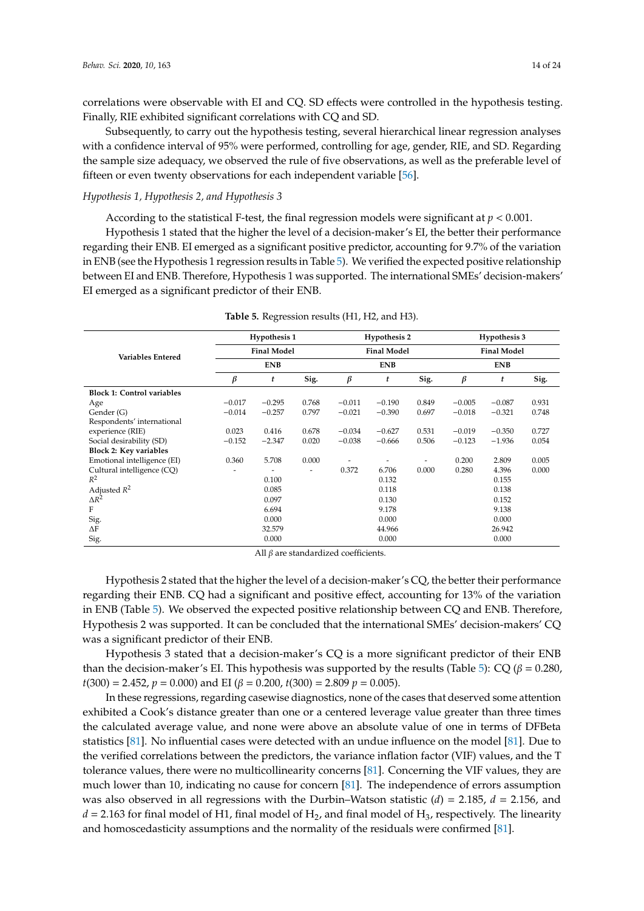correlations were observable with EI and CQ. SD effects were controlled in the hypothesis testing. Finally, RIE exhibited significant correlations with CQ and SD.

Subsequently, to carry out the hypothesis testing, several hierarchical linear regression analyses with a confidence interval of 95% were performed, controlling for age, gender, RIE, and SD. Regarding the sample size adequacy, we observed the rule of five observations, as well as the preferable level of fifteen or even twenty observations for each independent variable [56].

*Hypothesis 1, Hypothesis 2, and Hypothesis 3*

According to the statistical F-test, the final regression models were significant at $p < 0.001$.

Hypothesis 1 stated that the higher the level of a decision-maker's EI, the better their performance regarding their ENB. EI emerged as a significant positive predictor, accounting for 9.7% of the variation in ENB (see the Hypothesis 1 regression results in Table 5). We verified the expected positive relationship between EI and ENB. Therefore, Hypothesis 1 was supported. The international SMEs' decision-makers' EI emerged as a significant predictor of their ENB.

**Table 5.** Regression results (H1, H2, and H3).

| Variables Entered | Hypothesis 1 | | | Hypothesis 2 | | | Hypothesis 3 | | |
|---|---|---|---|---|---|---|---|---|---|
| | Final Model | | | Final Model | | | Final Model | | |
| | ENB | | | ENB | | | ENB | | |
| | $\beta$ | $t$ | Sig. | $\beta$ | $t$ | Sig. | $\beta$ | $t$ | Sig. |
| **Block 1: Control variables** | | | | | | | | | |
| Age | −0.017 | −0.295 | 0.768 | −0.011 | −0.190 | 0.849 | −0.005 | −0.087 | 0.931 |
| Gender (G) | −0.014 | −0.257 | 0.797 | −0.021 | −0.390 | 0.697 | −0.018 | −0.321 | 0.748 |
| Respondents' international experience (RIE) | 0.023 | 0.416 | 0.678 | −0.034 | −0.627 | 0.531 | −0.019 | −0.350 | 0.727 |
| Social desirability (SD) | −0.152 | −2.347 | 0.020 | −0.038 | −0.666 | 0.506 | −0.123 | −1.936 | 0.054 |
| **Block 2: Key variables** | | | | | | | | | |
| Emotional intelligence (EI) | 0.360 | 5.708 | 0.000 | - | - | - | 0.200 | 2.809 | 0.005 |
| Cultural intelligence (CQ) | - | - | - | 0.372 | 6.706 | 0.000 | 0.280 | 4.396 | 0.000 |
| $R^2$ | | 0.100 | | | 0.132 | | | 0.155 | |
| Adjusted $R^2$ | | 0.085 | | | 0.118 | | | 0.138 | |
| $\Delta R^2$ | | 0.097 | | | 0.130 | | | 0.152 | |
| F | | 6.694 | | | 9.178 | | | 9.138 | |
| Sig. | | 0.000 | | | 0.000 | | | 0.000 | |
| $\Delta$F | | 32.579 | | | 44.966 | | | 26.942 | |
| Sig. | | 0.000 | | | 0.000 | | | 0.000 | |

All $\beta$ are standardized coefficients.

Hypothesis 2 stated that the higher the level of a decision-maker's CQ, the better their performance regarding their ENB. CQ had a significant and positive effect, accounting for 13% of the variation in ENB (Table 5). We observed the expected positive relationship between CQ and ENB. Therefore, Hypothesis 2 was supported. It can be concluded that the international SMEs' decision-makers' CQ was a significant predictor of their ENB.

Hypothesis 3 stated that a decision-maker's CQ is a more significant predictor of their ENB than the decision-maker's EI. This hypothesis was supported by the results (Table 5): CQ ($\beta = 0.280$, $t(300) = 2.452$, $p = 0.000$) and EI ($\beta = 0.200$, $t(300) = 2.809$ $p = 0.005$).

In these regressions, regarding casewise diagnostics, none of the cases that deserved some attention exhibited a Cook's distance greater than one or a centered leverage value greater than three times the calculated average value, and none were above an absolute value of one in terms of DFBeta statistics [81]. No influential cases were detected with an undue influence on the model [81]. Due to the verified correlations between the predictors, the variance inflation factor (VIF) values, and the T tolerance values, there were no multicollinearity concerns [81]. Concerning the VIF values, they are much lower than 10, indicating no cause for concern [81]. The independence of errors assumption was also observed in all regressions with the Durbin–Watson statistic ($d$) = 2.185, $d$ = 2.156, and $d$ = 2.163 for final model of H1, final model of $H_2$, and final model of $H_3$, respectively. The linearity and homoscedasticity assumptions and the normality of the residuals were confirmed [81].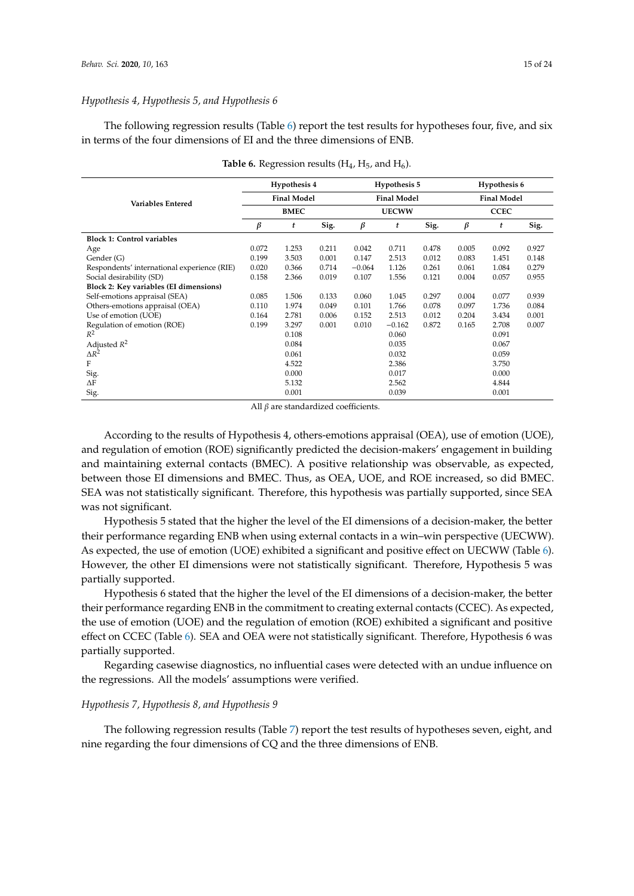*Hypothesis 4, Hypothesis 5, and Hypothesis 6*

The following regression results (Table 6) report the test results for hypotheses four, five, and six in terms of the four dimensions of EI and the three dimensions of ENB.

**Table 6.** Regression results ($H_4$, $H_5$, and $H_6$).

| Variables Entered | Hypothesis 4 | | | Hypothesis 5 | | | Hypothesis 6 | | |
|---|---|---|---|---|---|---|---|---|---|
| | Final Model | | | Final Model | | | Final Model | | |
| | BMEC | | | UECWW | | | CCEC | | |
| | $\beta$ | $t$ | Sig. | $\beta$ | $t$ | Sig. | $\beta$ | $t$ | Sig. |
| **Block 1: Control variables** | | | | | | | | | |
| Age | 0.072 | 1.253 | 0.211 | 0.042 | 0.711 | 0.478 | 0.005 | 0.092 | 0.927 |
| Gender (G) | 0.199 | 3.503 | 0.001 | 0.147 | 2.513 | 0.012 | 0.083 | 1.451 | 0.148 |
| Respondents' international experience (RIE) | 0.020 | 0.366 | 0.714 | −0.064 | 1.126 | 0.261 | 0.061 | 1.084 | 0.279 |
| Social desirability (SD) | 0.158 | 2.366 | 0.019 | 0.107 | 1.556 | 0.121 | 0.004 | 0.057 | 0.955 |
| **Block 2: Key variables (EI dimensions)** | | | | | | | | | |
| Self-emotions appraisal (SEA) | 0.085 | 1.506 | 0.133 | 0.060 | 1.045 | 0.297 | 0.004 | 0.077 | 0.939 |
| Others-emotions appraisal (OEA) | 0.110 | 1.974 | 0.049 | 0.101 | 1.766 | 0.078 | 0.097 | 1.736 | 0.084 |
| Use of emotion (UOE) | 0.164 | 2.781 | 0.006 | 0.152 | 2.513 | 0.012 | 0.204 | 3.434 | 0.001 |
| Regulation of emotion (ROE) | 0.199 | 3.297 | 0.001 | 0.010 | −0.162 | 0.872 | 0.165 | 2.708 | 0.007 |
| $R^2$ | | 0.108 | | | 0.060 | | | 0.091 | |
| Adjusted $R^2$ | | 0.084 | | | 0.035 | | | 0.067 | |
| $\Delta R^2$ | | 0.061 | | | 0.032 | | | 0.059 | |
| F | | 4.522 | | | 2.386 | | | 3.750 | |
| Sig. | | 0.000 | | | 0.017 | | | 0.000 | |
| $\Delta$F | | 5.132 | | | 2.562 | | | 4.844 | |
| Sig. | | 0.001 | | | 0.039 | | | 0.001 | |

All $\beta$ are standardized coefficients.

According to the results of Hypothesis 4, others-emotions appraisal (OEA), use of emotion (UOE), and regulation of emotion (ROE) significantly predicted the decision-makers' engagement in building and maintaining external contacts (BMEC). A positive relationship was observable, as expected, between those EI dimensions and BMEC. Thus, as OEA, UOE, and ROE increased, so did BMEC. SEA was not statistically significant. Therefore, this hypothesis was partially supported, since SEA was not significant.

Hypothesis 5 stated that the higher the level of the EI dimensions of a decision-maker, the better their performance regarding ENB when using external contacts in a win–win perspective (UECWW). As expected, the use of emotion (UOE) exhibited a significant and positive effect on UECWW (Table 6). However, the other EI dimensions were not statistically significant. Therefore, Hypothesis 5 was partially supported.

Hypothesis 6 stated that the higher the level of the EI dimensions of a decision-maker, the better their performance regarding ENB in the commitment to creating external contacts (CCEC). As expected, the use of emotion (UOE) and the regulation of emotion (ROE) exhibited a significant and positive effect on CCEC (Table 6). SEA and OEA were not statistically significant. Therefore, Hypothesis 6 was partially supported.

Regarding casewise diagnostics, no influential cases were detected with an undue influence on the regressions. All the models' assumptions were verified.

*Hypothesis 7, Hypothesis 8, and Hypothesis 9*

The following regression results (Table 7) report the test results of hypotheses seven, eight, and nine regarding the four dimensions of CQ and the three dimensions of ENB.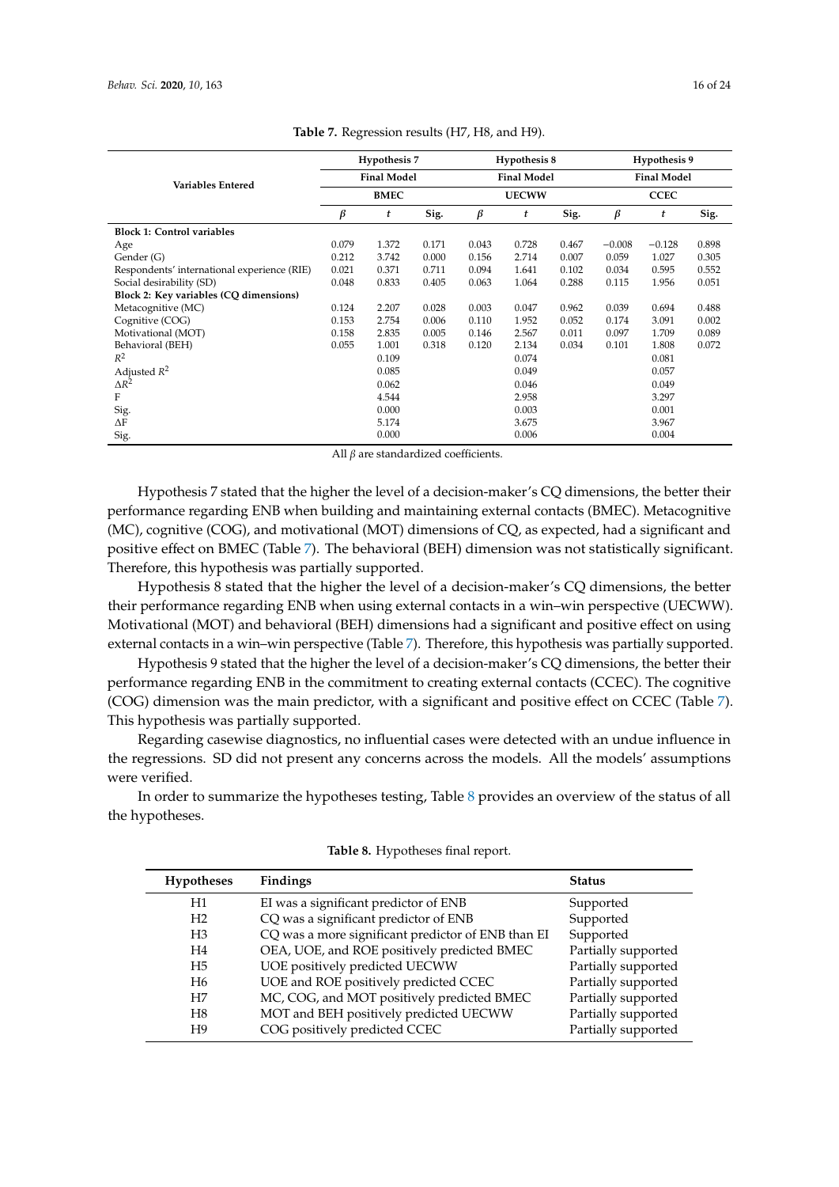**Table 7.** Regression results (H7, H8, and H9).

| Variables Entered | Hypothesis 7 | | | Hypothesis 8 | | | Hypothesis 9 | | |
|---|---|---|---|---|---|---|---|---|---|
| | Final Model | | | Final Model | | | Final Model | | |
| | BMEC | | | UECWW | | | CCEC | | |
| | $\beta$ | $t$ | Sig. | $\beta$ | $t$ | Sig. | $\beta$ | $t$ | Sig. |
| **Block 1: Control variables** | | | | | | | | | |
| Age | 0.079 | 1.372 | 0.171 | 0.043 | 0.728 | 0.467 | −0.008 | −0.128 | 0.898 |
| Gender (G) | 0.212 | 3.742 | 0.000 | 0.156 | 2.714 | 0.007 | 0.059 | 1.027 | 0.305 |
| Respondents' international experience (RIE) | 0.021 | 0.371 | 0.711 | 0.094 | 1.641 | 0.102 | 0.034 | 0.595 | 0.552 |
| Social desirability (SD) | 0.048 | 0.833 | 0.405 | 0.063 | 1.064 | 0.288 | 0.115 | 1.956 | 0.051 |
| **Block 2: Key variables (CQ dimensions)** | | | | | | | | | |
| Metacognitive (MC) | 0.124 | 2.207 | 0.028 | 0.003 | 0.047 | 0.962 | 0.039 | 0.694 | 0.488 |
| Cognitive (COG) | 0.153 | 2.754 | 0.006 | 0.110 | 1.952 | 0.052 | 0.174 | 3.091 | 0.002 |
| Motivational (MOT) | 0.158 | 2.835 | 0.005 | 0.146 | 2.567 | 0.011 | 0.097 | 1.709 | 0.089 |
| Behavioral (BEH) | 0.055 | 1.001 | 0.318 | 0.120 | 2.134 | 0.034 | 0.101 | 1.808 | 0.072 |
| $R^2$ | | 0.109 | | | 0.074 | | | 0.081 | |
| Adjusted $R^2$ | | 0.085 | | | 0.049 | | | 0.057 | |
| $\Delta R^2$ | | 0.062 | | | 0.046 | | | 0.049 | |
| F | | 4.544 | | | 2.958 | | | 3.297 | |
| Sig. | | 0.000 | | | 0.003 | | | 0.001 | |
| $\Delta$F | | 5.174 | | | 3.675 | | | 3.967 | |
| Sig. | | 0.000 | | | 0.006 | | | 0.004 | |

All $\beta$ are standardized coefficients.

Hypothesis 7 stated that the higher the level of a decision-maker's CQ dimensions, the better their performance regarding ENB when building and maintaining external contacts (BMEC). Metacognitive (MC), cognitive (COG), and motivational (MOT) dimensions of CQ, as expected, had a significant and positive effect on BMEC (Table 7). The behavioral (BEH) dimension was not statistically significant. Therefore, this hypothesis was partially supported.

Hypothesis 8 stated that the higher the level of a decision-maker's CQ dimensions, the better their performance regarding ENB when using external contacts in a win–win perspective (UECWW). Motivational (MOT) and behavioral (BEH) dimensions had a significant and positive effect on using external contacts in a win–win perspective (Table 7). Therefore, this hypothesis was partially supported.

Hypothesis 9 stated that the higher the level of a decision-maker's CQ dimensions, the better their performance regarding ENB in the commitment to creating external contacts (CCEC). The cognitive (COG) dimension was the main predictor, with a significant and positive effect on CCEC (Table 7). This hypothesis was partially supported.

Regarding casewise diagnostics, no influential cases were detected with an undue influence in the regressions. SD did not present any concerns across the models. All the models' assumptions were verified.

In order to summarize the hypotheses testing, Table 8 provides an overview of the status of all the hypotheses.

**Table 8.** Hypotheses final report.

| Hypotheses | Findings | Status |
|---|---|---|
| H1 | EI was a significant predictor of ENB | Supported |
| H2 | CQ was a significant predictor of ENB | Supported |
| H3 | CQ was a more significant predictor of ENB than EI | Supported |
| H4 | OEA, UOE, and ROE positively predicted BMEC | Partially supported |
| H5 | UOE positively predicted UECWW | Partially supported |
| H6 | UOE and ROE positively predicted CCEC | Partially supported |
| H7 | MC, COG, and MOT positively predicted BMEC | Partially supported |
| H8 | MOT and BEH positively predicted UECWW | Partially supported |
| H9 | COG positively predicted CCEC | Partially supported |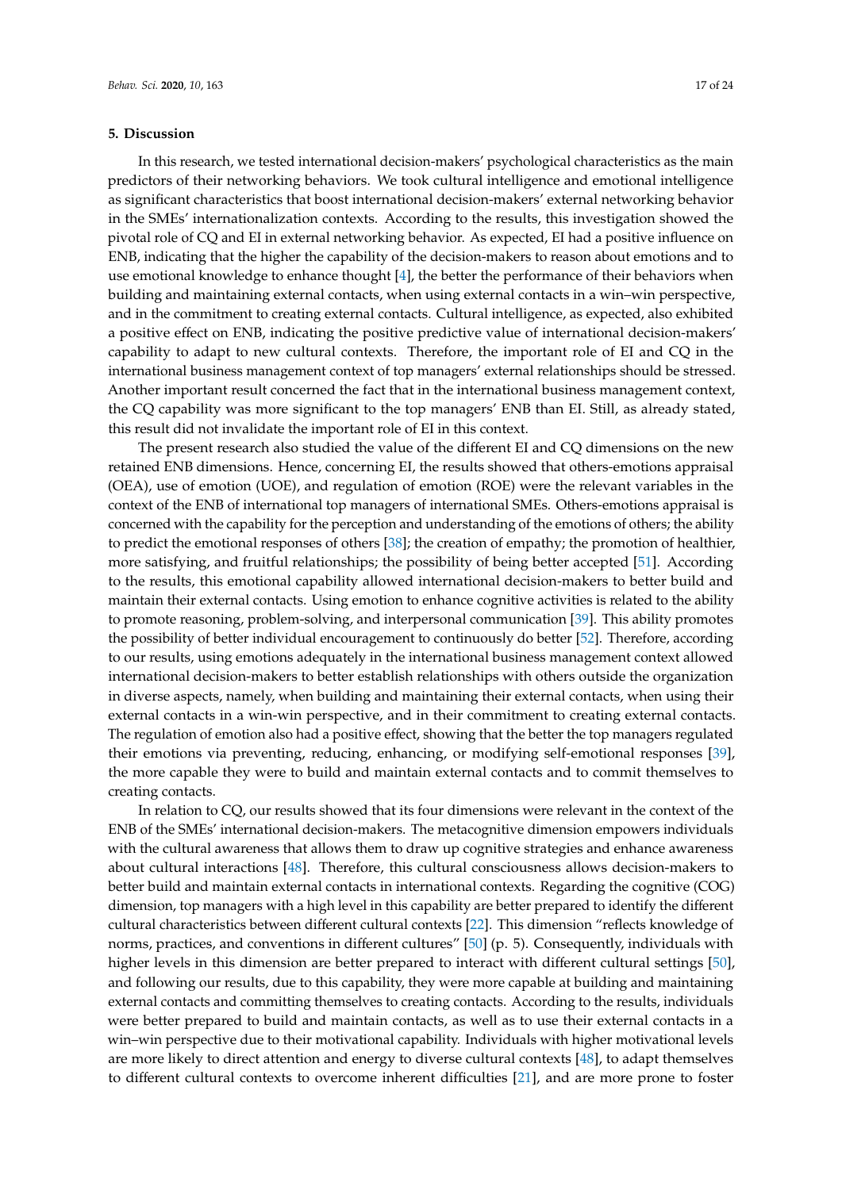## 5. Discussion

In this research, we tested international decision-makers' psychological characteristics as the main predictors of their networking behaviors. We took cultural intelligence and emotional intelligence as significant characteristics that boost international decision-makers' external networking behavior in the SMEs' internationalization contexts. According to the results, this investigation showed the pivotal role of CQ and EI in external networking behavior. As expected, EI had a positive influence on ENB, indicating that the higher the capability of the decision-makers to reason about emotions and to use emotional knowledge to enhance thought [4], the better the performance of their behaviors when building and maintaining external contacts, when using external contacts in a win–win perspective, and in the commitment to creating external contacts. Cultural intelligence, as expected, also exhibited a positive effect on ENB, indicating the positive predictive value of international decision-makers' capability to adapt to new cultural contexts. Therefore, the important role of EI and CQ in the international business management context of top managers' external relationships should be stressed. Another important result concerned the fact that in the international business management context, the CQ capability was more significant to the top managers' ENB than EI. Still, as already stated, this result did not invalidate the important role of EI in this context.

The present research also studied the value of the different EI and CQ dimensions on the new retained ENB dimensions. Hence, concerning EI, the results showed that others-emotions appraisal (OEA), use of emotion (UOE), and regulation of emotion (ROE) were the relevant variables in the context of the ENB of international top managers of international SMEs. Others-emotions appraisal is concerned with the capability for the perception and understanding of the emotions of others; the ability to predict the emotional responses of others [38]; the creation of empathy; the promotion of healthier, more satisfying, and fruitful relationships; the possibility of being better accepted [51]. According to the results, this emotional capability allowed international decision-makers to better build and maintain their external contacts. Using emotion to enhance cognitive activities is related to the ability to promote reasoning, problem-solving, and interpersonal communication [39]. This ability promotes the possibility of better individual encouragement to continuously do better [52]. Therefore, according to our results, using emotions adequately in the international business management context allowed international decision-makers to better establish relationships with others outside the organization in diverse aspects, namely, when building and maintaining their external contacts, when using their external contacts in a win-win perspective, and in their commitment to creating external contacts. The regulation of emotion also had a positive effect, showing that the better the top managers regulated their emotions via preventing, reducing, enhancing, or modifying self-emotional responses [39], the more capable they were to build and maintain external contacts and to commit themselves to creating contacts.

In relation to CQ, our results showed that its four dimensions were relevant in the context of the ENB of the SMEs' international decision-makers. The metacognitive dimension empowers individuals with the cultural awareness that allows them to draw up cognitive strategies and enhance awareness about cultural interactions [48]. Therefore, this cultural consciousness allows decision-makers to better build and maintain external contacts in international contexts. Regarding the cognitive (COG) dimension, top managers with a high level in this capability are better prepared to identify the different cultural characteristics between different cultural contexts [22]. This dimension "reflects knowledge of norms, practices, and conventions in different cultures" [50] (p. 5). Consequently, individuals with higher levels in this dimension are better prepared to interact with different cultural settings [50], and following our results, due to this capability, they were more capable at building and maintaining external contacts and committing themselves to creating contacts. According to the results, individuals were better prepared to build and maintain contacts, as well as to use their external contacts in a win–win perspective due to their motivational capability. Individuals with higher motivational levels are more likely to direct attention and energy to diverse cultural contexts [48], to adapt themselves to different cultural contexts to overcome inherent difficulties [21], and are more prone to foster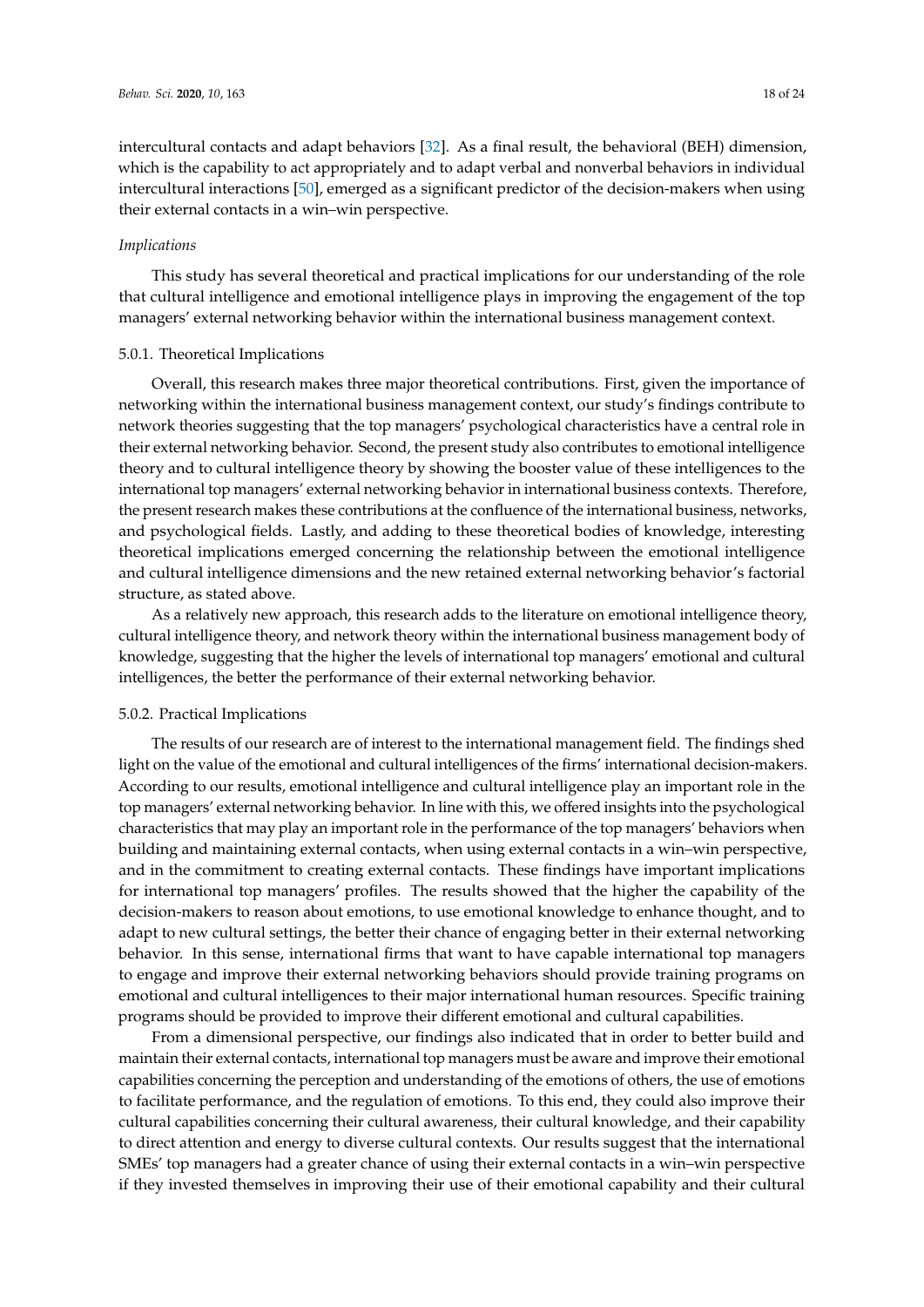intercultural contacts and adapt behaviors [32]. As a final result, the behavioral (BEH) dimension, which is the capability to act appropriately and to adapt verbal and nonverbal behaviors in individual intercultural interactions [50], emerged as a significant predictor of the decision-makers when using their external contacts in a win–win perspective.

*Implications*

This study has several theoretical and practical implications for our understanding of the role that cultural intelligence and emotional intelligence plays in improving the engagement of the top managers' external networking behavior within the international business management context.

### 5.0.1. Theoretical Implications

Overall, this research makes three major theoretical contributions. First, given the importance of networking within the international business management context, our study's findings contribute to network theories suggesting that the top managers' psychological characteristics have a central role in their external networking behavior. Second, the present study also contributes to emotional intelligence theory and to cultural intelligence theory by showing the booster value of these intelligences to the international top managers' external networking behavior in international business contexts. Therefore, the present research makes these contributions at the confluence of the international business, networks, and psychological fields. Lastly, and adding to these theoretical bodies of knowledge, interesting theoretical implications emerged concerning the relationship between the emotional intelligence and cultural intelligence dimensions and the new retained external networking behavior's factorial structure, as stated above.

As a relatively new approach, this research adds to the literature on emotional intelligence theory, cultural intelligence theory, and network theory within the international business management body of knowledge, suggesting that the higher the levels of international top managers' emotional and cultural intelligences, the better the performance of their external networking behavior.

### 5.0.2. Practical Implications

The results of our research are of interest to the international management field. The findings shed light on the value of the emotional and cultural intelligences of the firms' international decision-makers. According to our results, emotional intelligence and cultural intelligence play an important role in the top managers' external networking behavior. In line with this, we offered insights into the psychological characteristics that may play an important role in the performance of the top managers' behaviors when building and maintaining external contacts, when using external contacts in a win–win perspective, and in the commitment to creating external contacts. These findings have important implications for international top managers' profiles. The results showed that the higher the capability of the decision-makers to reason about emotions, to use emotional knowledge to enhance thought, and to adapt to new cultural settings, the better their chance of engaging better in their external networking behavior. In this sense, international firms that want to have capable international top managers to engage and improve their external networking behaviors should provide training programs on emotional and cultural intelligences to their major international human resources. Specific training programs should be provided to improve their different emotional and cultural capabilities.

From a dimensional perspective, our findings also indicated that in order to better build and maintain their external contacts, international top managers must be aware and improve their emotional capabilities concerning the perception and understanding of the emotions of others, the use of emotions to facilitate performance, and the regulation of emotions. To this end, they could also improve their cultural capabilities concerning their cultural awareness, their cultural knowledge, and their capability to direct attention and energy to diverse cultural contexts. Our results suggest that the international SMEs' top managers had a greater chance of using their external contacts in a win–win perspective if they invested themselves in improving their use of their emotional capability and their cultural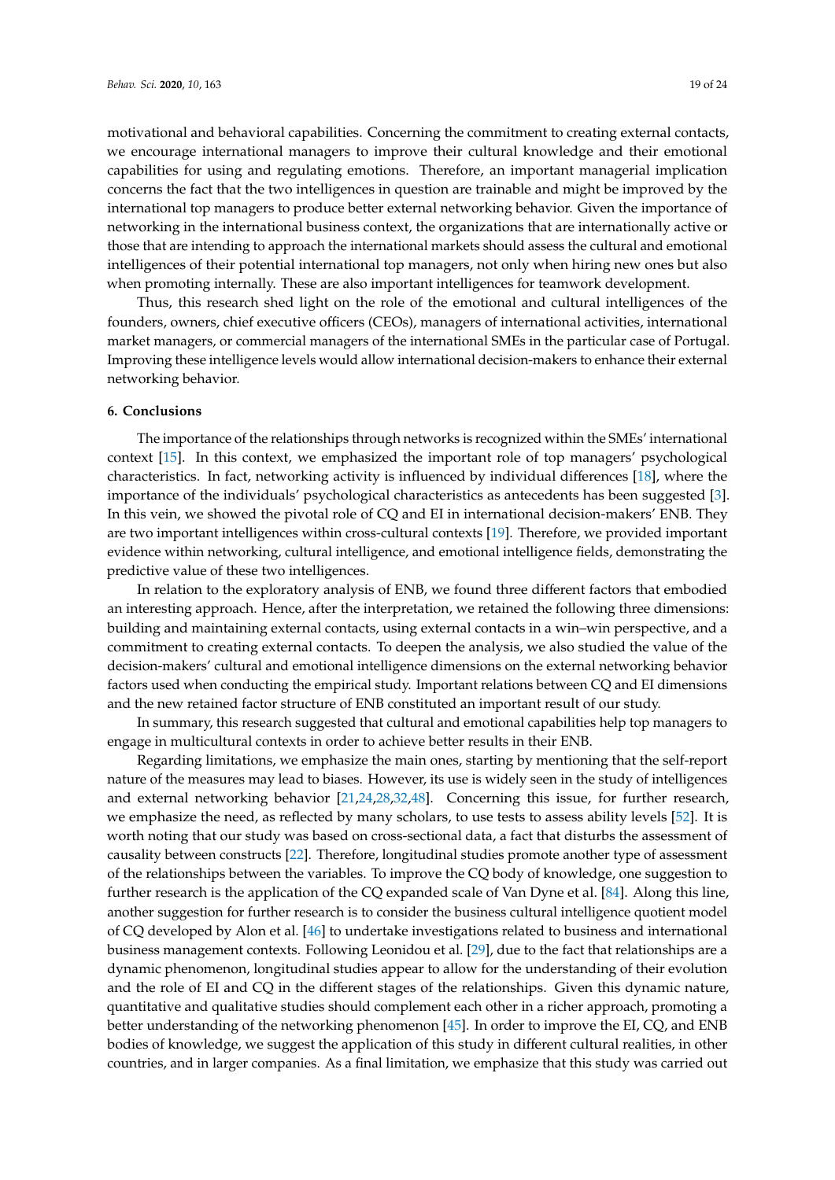motivational and behavioral capabilities. Concerning the commitment to creating external contacts, we encourage international managers to improve their cultural knowledge and their emotional capabilities for using and regulating emotions. Therefore, an important managerial implication concerns the fact that the two intelligences in question are trainable and might be improved by the international top managers to produce better external networking behavior. Given the importance of networking in the international business context, the organizations that are internationally active or those that are intending to approach the international markets should assess the cultural and emotional intelligences of their potential international top managers, not only when hiring new ones but also when promoting internally. These are also important intelligences for teamwork development.

Thus, this research shed light on the role of the emotional and cultural intelligences of the founders, owners, chief executive officers (CEOs), managers of international activities, international market managers, or commercial managers of the international SMEs in the particular case of Portugal. Improving these intelligence levels would allow international decision-makers to enhance their external networking behavior.

## 6. Conclusions

The importance of the relationships through networks is recognized within the SMEs' international context [15]. In this context, we emphasized the important role of top managers' psychological characteristics. In fact, networking activity is influenced by individual differences [18], where the importance of the individuals' psychological characteristics as antecedents has been suggested [3]. In this vein, we showed the pivotal role of CQ and EI in international decision-makers' ENB. They are two important intelligences within cross-cultural contexts [19]. Therefore, we provided important evidence within networking, cultural intelligence, and emotional intelligence fields, demonstrating the predictive value of these two intelligences.

In relation to the exploratory analysis of ENB, we found three different factors that embodied an interesting approach. Hence, after the interpretation, we retained the following three dimensions: building and maintaining external contacts, using external contacts in a win–win perspective, and a commitment to creating external contacts. To deepen the analysis, we also studied the value of the decision-makers' cultural and emotional intelligence dimensions on the external networking behavior factors used when conducting the empirical study. Important relations between CQ and EI dimensions and the new retained factor structure of ENB constituted an important result of our study.

In summary, this research suggested that cultural and emotional capabilities help top managers to engage in multicultural contexts in order to achieve better results in their ENB.

Regarding limitations, we emphasize the main ones, starting by mentioning that the self-report nature of the measures may lead to biases. However, its use is widely seen in the study of intelligences and external networking behavior [21,24,28,32,48]. Concerning this issue, for further research, we emphasize the need, as reflected by many scholars, to use tests to assess ability levels [52]. It is worth noting that our study was based on cross-sectional data, a fact that disturbs the assessment of causality between constructs [22]. Therefore, longitudinal studies promote another type of assessment of the relationships between the variables. To improve the CQ body of knowledge, one suggestion to further research is the application of the CQ expanded scale of Van Dyne et al. [84]. Along this line, another suggestion for further research is to consider the business cultural intelligence quotient model of CQ developed by Alon et al. [46] to undertake investigations related to business and international business management contexts. Following Leonidou et al. [29], due to the fact that relationships are a dynamic phenomenon, longitudinal studies appear to allow for the understanding of their evolution and the role of EI and CQ in the different stages of the relationships. Given this dynamic nature, quantitative and qualitative studies should complement each other in a richer approach, promoting a better understanding of the networking phenomenon [45]. In order to improve the EI, CQ, and ENB bodies of knowledge, we suggest the application of this study in different cultural realities, in other countries, and in larger companies. As a final limitation, we emphasize that this study was carried out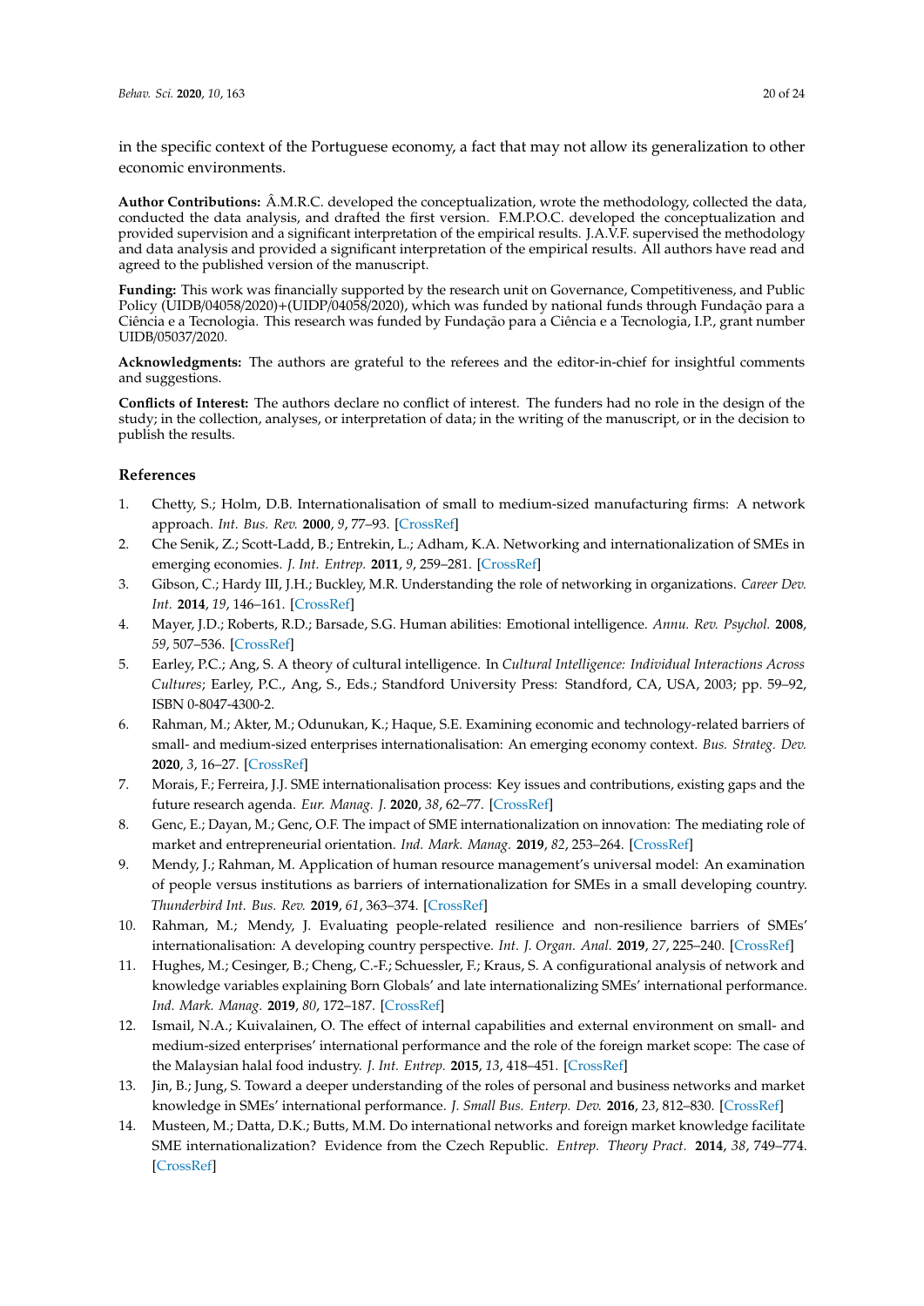in the specific context of the Portuguese economy, a fact that may not allow its generalization to other economic environments.

**Author Contributions:** Â.M.R.C. developed the conceptualization, wrote the methodology, collected the data, conducted the data analysis, and drafted the first version. F.M.P.O.C. developed the conceptualization and provided supervision and a significant interpretation of the empirical results. J.A.V.F. supervised the methodology and data analysis and provided a significant interpretation of the empirical results. All authors have read and agreed to the published version of the manuscript.

**Funding:** This work was financially supported by the research unit on Governance, Competitiveness, and Public Policy (UIDB/04058/2020)+(UIDP/04058/2020), which was funded by national funds through Fundação para a Ciência e a Tecnologia. This research was funded by Fundação para a Ciência e a Tecnologia, I.P., grant number UIDB/05037/2020.

**Acknowledgments:** The authors are grateful to the referees and the editor-in-chief for insightful comments and suggestions.

**Conflicts of Interest:** The authors declare no conflict of interest. The funders had no role in the design of the study; in the collection, analyses, or interpretation of data; in the writing of the manuscript, or in the decision to publish the results.

## References

1. Chetty, S.; Holm, D.B. Internationalisation of small to medium-sized manufacturing firms: A network approach. *Int. Bus. Rev.* **2000**, *9*, 77–93. [CrossRef]
2. Che Senik, Z.; Scott-Ladd, B.; Entrekin, L.; Adham, K.A. Networking and internationalization of SMEs in emerging economies. *J. Int. Entrep.* **2011**, *9*, 259–281. [CrossRef]
3. Gibson, C.; Hardy III, J.H.; Buckley, M.R. Understanding the role of networking in organizations. *Career Dev. Int.* **2014**, *19*, 146–161. [CrossRef]
4. Mayer, J.D.; Roberts, R.D.; Barsade, S.G. Human abilities: Emotional intelligence. *Annu. Rev. Psychol.* **2008**, *59*, 507–536. [CrossRef]
5. Earley, P.C.; Ang, S. A theory of cultural intelligence. In *Cultural Intelligence: Individual Interactions Across Cultures*; Earley, P.C., Ang, S., Eds.; Standford University Press: Standford, CA, USA, 2003; pp. 59–92, ISBN 0-8047-4300-2.
6. Rahman, M.; Akter, M.; Odunukan, K.; Haque, S.E. Examining economic and technology-related barriers of small- and medium-sized enterprises internationalisation: An emerging economy context. *Bus. Strateg. Dev.* **2020**, *3*, 16–27. [CrossRef]
7. Morais, F.; Ferreira, J.J. SME internationalisation process: Key issues and contributions, existing gaps and the future research agenda. *Eur. Manag. J.* **2020**, *38*, 62–77. [CrossRef]
8. Genc, E.; Dayan, M.; Genc, O.F. The impact of SME internationalization on innovation: The mediating role of market and entrepreneurial orientation. *Ind. Mark. Manag.* **2019**, *82*, 253–264. [CrossRef]
9. Mendy, J.; Rahman, M. Application of human resource management's universal model: An examination of people versus institutions as barriers of internationalization for SMEs in a small developing country. *Thunderbird Int. Bus. Rev.* **2019**, *61*, 363–374. [CrossRef]
10. Rahman, M.; Mendy, J. Evaluating people-related resilience and non-resilience barriers of SMEs' internationalisation: A developing country perspective. *Int. J. Organ. Anal.* **2019**, *27*, 225–240. [CrossRef]
11. Hughes, M.; Cesinger, B.; Cheng, C.-F.; Schuessler, F.; Kraus, S. A configurational analysis of network and knowledge variables explaining Born Globals' and late internationalizing SMEs' international performance. *Ind. Mark. Manag.* **2019**, *80*, 172–187. [CrossRef]
12. Ismail, N.A.; Kuivalainen, O. The effect of internal capabilities and external environment on small- and medium-sized enterprises' international performance and the role of the foreign market scope: The case of the Malaysian halal food industry. *J. Int. Entrep.* **2015**, *13*, 418–451. [CrossRef]
13. Jin, B.; Jung, S. Toward a deeper understanding of the roles of personal and business networks and market knowledge in SMEs' international performance. *J. Small Bus. Enterp. Dev.* **2016**, *23*, 812–830. [CrossRef]
14. Musteen, M.; Datta, D.K.; Butts, M.M. Do international networks and foreign market knowledge facilitate SME internationalization? Evidence from the Czech Republic. *Entrep. Theory Pract.* **2014**, *38*, 749–774. [CrossRef]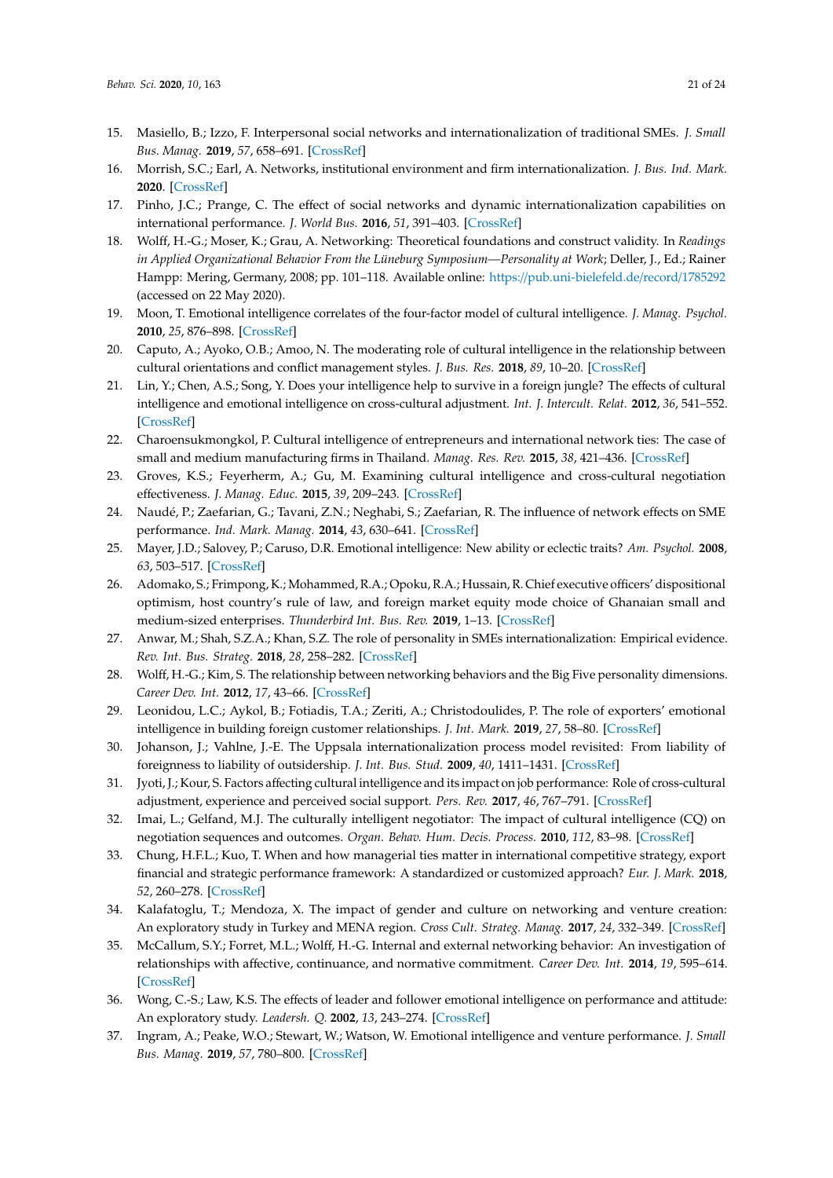15. Masiello, B.; Izzo, F. Interpersonal social networks and internationalization of traditional SMEs. *J. Small Bus. Manag.* **2019**, *57*, 658–691. [CrossRef]
16. Morrish, S.C.; Earl, A. Networks, institutional environment and firm internationalization. *J. Bus. Ind. Mark.* **2020**. [CrossRef]
17. Pinho, J.C.; Prange, C. The effect of social networks and dynamic internationalization capabilities on international performance. *J. World Bus.* **2016**, *51*, 391–403. [CrossRef]
18. Wolff, H.-G.; Moser, K.; Grau, A. Networking: Theoretical foundations and construct validity. In *Readings in Applied Organizational Behavior From the Lüneburg Symposium—Personality at Work*; Deller, J., Ed.; Rainer Hampp: Mering, Germany, 2008; pp. 101–118. Available online: https://pub.uni-bielefeld.de/record/1785292 (accessed on 22 May 2020).
19. Moon, T. Emotional intelligence correlates of the four-factor model of cultural intelligence. *J. Manag. Psychol.* **2010**, *25*, 876–898. [CrossRef]
20. Caputo, A.; Ayoko, O.B.; Amoo, N. The moderating role of cultural intelligence in the relationship between cultural orientations and conflict management styles. *J. Bus. Res.* **2018**, *89*, 10–20. [CrossRef]
21. Lin, Y.; Chen, A.S.; Song, Y. Does your intelligence help to survive in a foreign jungle? The effects of cultural intelligence and emotional intelligence on cross-cultural adjustment. *Int. J. Intercult. Relat.* **2012**, *36*, 541–552. [CrossRef]
22. Charoensukmongkol, P. Cultural intelligence of entrepreneurs and international network ties: The case of small and medium manufacturing firms in Thailand. *Manag. Res. Rev.* **2015**, *38*, 421–436. [CrossRef]
23. Groves, K.S.; Feyerherm, A.; Gu, M. Examining cultural intelligence and cross-cultural negotiation effectiveness. *J. Manag. Educ.* **2015**, *39*, 209–243. [CrossRef]
24. Naudé, P.; Zaefarian, G.; Tavani, Z.N.; Neghabi, S.; Zaefarian, R. The influence of network effects on SME performance. *Ind. Mark. Manag.* **2014**, *43*, 630–641. [CrossRef]
25. Mayer, J.D.; Salovey, P.; Caruso, D.R. Emotional intelligence: New ability or eclectic traits? *Am. Psychol.* **2008**, *63*, 503–517. [CrossRef]
26. Adomako, S.; Frimpong, K.; Mohammed, R.A.; Opoku, R.A.; Hussain, R. Chief executive officers' dispositional optimism, host country's rule of law, and foreign market equity mode choice of Ghanaian small and medium-sized enterprises. *Thunderbird Int. Bus. Rev.* **2019**, 1–13. [CrossRef]
27. Anwar, M.; Shah, S.Z.A.; Khan, S.Z. The role of personality in SMEs internationalization: Empirical evidence. *Rev. Int. Bus. Strateg.* **2018**, *28*, 258–282. [CrossRef]
28. Wolff, H.-G.; Kim, S. The relationship between networking behaviors and the Big Five personality dimensions. *Career Dev. Int.* **2012**, *17*, 43–66. [CrossRef]
29. Leonidou, L.C.; Aykol, B.; Fotiadis, T.A.; Zeriti, A.; Christodoulides, P. The role of exporters' emotional intelligence in building foreign customer relationships. *J. Int. Mark.* **2019**, *27*, 58–80. [CrossRef]
30. Johanson, J.; Vahlne, J.-E. The Uppsala internationalization process model revisited: From liability of foreignness to liability of outsidership. *J. Int. Bus. Stud.* **2009**, *40*, 1411–1431. [CrossRef]
31. Jyoti, J.; Kour, S. Factors affecting cultural intelligence and its impact on job performance: Role of cross-cultural adjustment, experience and perceived social support. *Pers. Rev.* **2017**, *46*, 767–791. [CrossRef]
32. Imai, L.; Gelfand, M.J. The culturally intelligent negotiator: The impact of cultural intelligence (CQ) on negotiation sequences and outcomes. *Organ. Behav. Hum. Decis. Process.* **2010**, *112*, 83–98. [CrossRef]
33. Chung, H.F.L.; Kuo, T. When and how managerial ties matter in international competitive strategy, export financial and strategic performance framework: A standardized or customized approach? *Eur. J. Mark.* **2018**, *52*, 260–278. [CrossRef]
34. Kalafatoglu, T.; Mendoza, X. The impact of gender and culture on networking and venture creation: An exploratory study in Turkey and MENA region. *Cross Cult. Strateg. Manag.* **2017**, *24*, 332–349. [CrossRef]
35. McCallum, S.Y.; Forret, M.L.; Wolff, H.-G. Internal and external networking behavior: An investigation of relationships with affective, continuance, and normative commitment. *Career Dev. Int.* **2014**, *19*, 595–614. [CrossRef]
36. Wong, C.-S.; Law, K.S. The effects of leader and follower emotional intelligence on performance and attitude: An exploratory study. *Leadersh. Q.* **2002**, *13*, 243–274. [CrossRef]
37. Ingram, A.; Peake, W.O.; Stewart, W.; Watson, W. Emotional intelligence and venture performance. *J. Small Bus. Manag.* **2019**, *57*, 780–800. [CrossRef]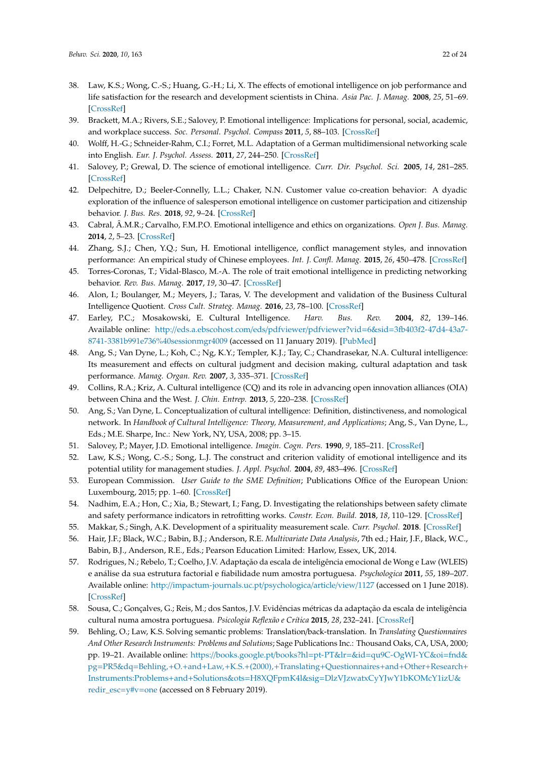38. Law, K.S.; Wong, C.-S.; Huang, G.-H.; Li, X. The effects of emotional intelligence on job performance and life satisfaction for the research and development scientists in China. *Asia Pac. J. Manag.* **2008**, *25*, 51–69. [CrossRef]
39. Brackett, M.A.; Rivers, S.E.; Salovey, P. Emotional intelligence: Implications for personal, social, academic, and workplace success. *Soc. Personal. Psychol. Compass* **2011**, *5*, 88–103. [CrossRef]
40. Wolff, H.-G.; Schneider-Rahm, C.I.; Forret, M.L. Adaptation of a German multidimensional networking scale into English. *Eur. J. Psychol. Assess.* **2011**, *27*, 244–250. [CrossRef]
41. Salovey, P.; Grewal, D. The science of emotional intelligence. *Curr. Dir. Psychol. Sci.* **2005**, *14*, 281–285. [CrossRef]
42. Delpechitre, D.; Beeler-Connelly, L.L.; Chaker, N.N. Customer value co-creation behavior: A dyadic exploration of the influence of salesperson emotional intelligence on customer participation and citizenship behavior. *J. Bus. Res.* **2018**, *92*, 9–24. [CrossRef]
43. Cabral, Â.M.R.; Carvalho, F.M.P.O. Emotional intelligence and ethics on organizations. *Open J. Bus. Manag.* **2014**, *2*, 5–23. [CrossRef]
44. Zhang, S.J.; Chen, Y.Q.; Sun, H. Emotional intelligence, conflict management styles, and innovation performance: An empirical study of Chinese employees. *Int. J. Confl. Manag.* **2015**, *26*, 450–478. [CrossRef]
45. Torres-Coronas, T.; Vidal-Blasco, M.-A. The role of trait emotional intelligence in predicting networking behavior. *Rev. Bus. Manag.* **2017**, *19*, 30–47. [CrossRef]
46. Alon, I.; Boulanger, M.; Meyers, J.; Taras, V. The development and validation of the Business Cultural Intelligence Quotient. *Cross Cult. Strateg. Manag.* **2016**, *23*, 78–100. [CrossRef]
47. Earley, P.C.; Mosakowski, E. Cultural Intelligence. *Harv. Bus. Rev.* **2004**, *82*, 139–146. Available online: http://eds.a.ebscohost.com/eds/pdfviewer/pdfviewer?vid=6&sid=3fb403f2-47d4-43a7-8741-3381b991e736%40sessionmgr4009 (accessed on 11 January 2019). [PubMed]
48. Ang, S.; Van Dyne, L.; Koh, C.; Ng, K.Y.; Templer, K.J.; Tay, C.; Chandrasekar, N.A. Cultural intelligence: Its measurement and effects on cultural judgment and decision making, cultural adaptation and task performance. *Manag. Organ. Rev.* **2007**, *3*, 335–371. [CrossRef]
49. Collins, R.A.; Kriz, A. Cultural intelligence (CQ) and its role in advancing open innovation alliances (OIA) between China and the West. *J. Chin. Entrep.* **2013**, *5*, 220–238. [CrossRef]
50. Ang, S.; Van Dyne, L. Conceptualization of cultural intelligence: Definition, distinctiveness, and nomological network. In *Handbook of Cultural Intelligence: Theory, Measurement, and Applications*; Ang, S., Van Dyne, L., Eds.; M.E. Sharpe, Inc.: New York, NY, USA, 2008; pp. 3–15.
51. Salovey, P.; Mayer, J.D. Emotional intelligence. *Imagin. Cogn. Pers.* **1990**, *9*, 185–211. [CrossRef]
52. Law, K.S.; Wong, C.-S.; Song, L.J. The construct and criterion validity of emotional intelligence and its potential utility for management studies. *J. Appl. Psychol.* **2004**, *89*, 483–496. [CrossRef]
53. European Commission. *User Guide to the SME Definition*; Publications Office of the European Union: Luxembourg, 2015; pp. 1–60. [CrossRef]
54. Nadhim, E.A.; Hon, C.; Xia, B.; Stewart, I.; Fang, D. Investigating the relationships between safety climate and safety performance indicators in retrofitting works. *Constr. Econ. Build.* **2018**, *18*, 110–129. [CrossRef]
55. Makkar, S.; Singh, A.K. Development of a spirituality measurement scale. *Curr. Psychol.* **2018**. [CrossRef]
56. Hair, J.F.; Black, W.C.; Babin, B.J.; Anderson, R.E. *Multivariate Data Analysis*, 7th ed.; Hair, J.F., Black, W.C., Babin, B.J., Anderson, R.E., Eds.; Pearson Education Limited: Harlow, Essex, UK, 2014.
57. Rodrigues, N.; Rebelo, T.; Coelho, J.V. Adaptação da escala de inteligência emocional de Wong e Law (WLEIS) e análise da sua estrutura factorial e fiabilidade num amostra portuguesa. *Psychologica* **2011**, *55*, 189–207. Available online: http://impactum-journals.uc.pt/psychologica/article/view/1127 (accessed on 1 June 2018). [CrossRef]
58. Sousa, C.; Gonçalves, G.; Reis, M.; dos Santos, J.V. Evidências métricas da adaptação da escala de inteligência cultural numa amostra portuguesa. *Psicologia Reflexão e Crítica* **2015**, *28*, 232–241. [CrossRef]
59. Behling, O.; Law, K.S. Solving semantic problems: Translation/back-translation. In *Translating Questionnaires And Other Research Instruments: Problems and Solutions*; Sage Publications Inc.: Thousand Oaks, CA, USA, 2000; pp. 19–21. Available online: https://books.google.pt/books?hl=pt-PT&lr=&id=qu9C-OgWI-YC&oi=fnd&pg=PR5&dq=Behling,+O.+and+Law,+K.S.+(2000),+Translating+Questionnaires+and+Other+Research+Instruments:Problems+and+Solutions&ots=H8XQFpmK4l&sig=DlzVJzwatxCyYJwY1bKOMcY1izU&redir_esc=y#v=one (accessed on 8 February 2019).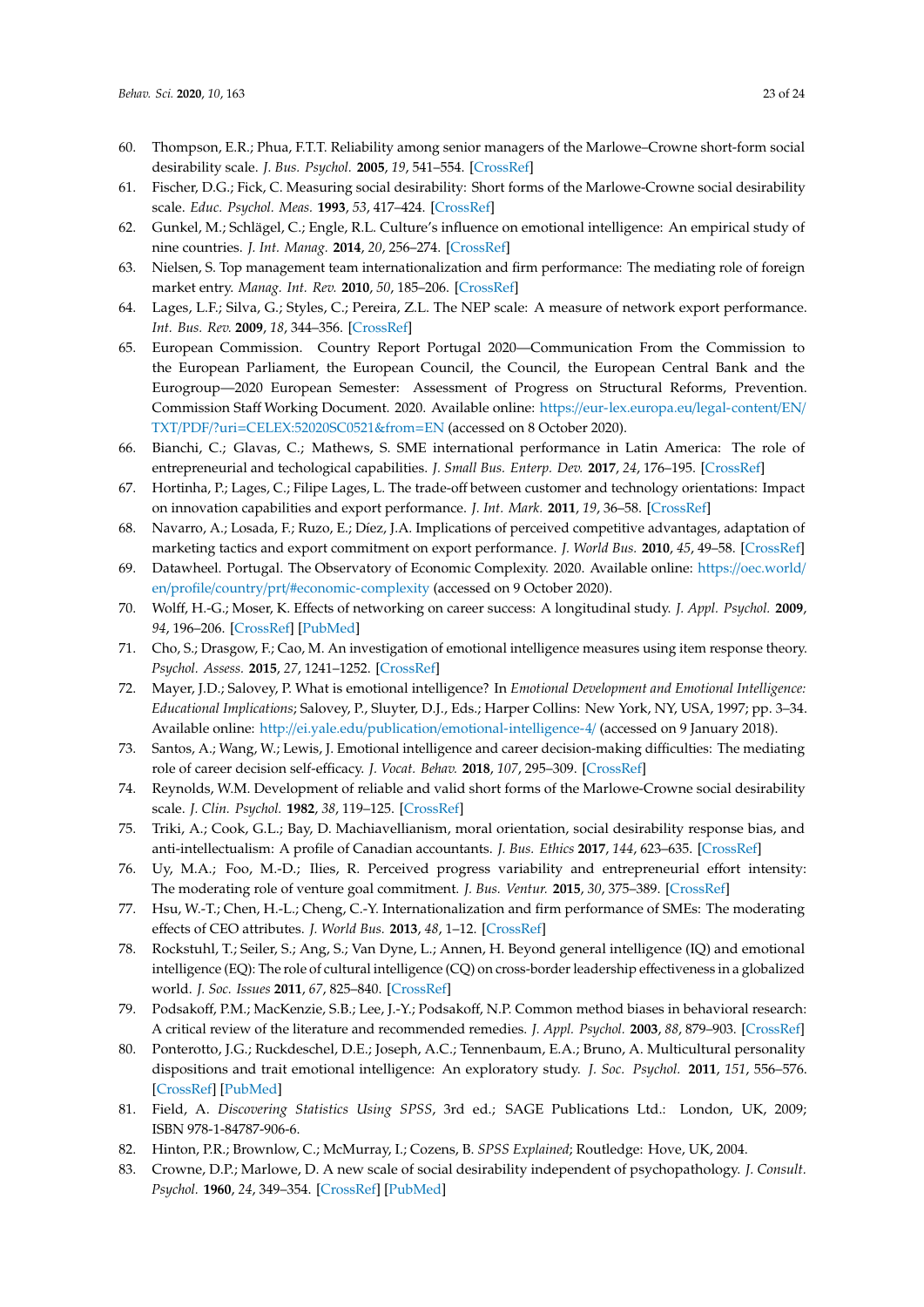60. Thompson, E.R.; Phua, F.T.T. Reliability among senior managers of the Marlowe–Crowne short-form social desirability scale. *J. Bus. Psychol.* **2005**, *19*, 541–554. [CrossRef]
61. Fischer, D.G.; Fick, C. Measuring social desirability: Short forms of the Marlowe-Crowne social desirability scale. *Educ. Psychol. Meas.* **1993**, *53*, 417–424. [CrossRef]
62. Gunkel, M.; Schlägel, C.; Engle, R.L. Culture's influence on emotional intelligence: An empirical study of nine countries. *J. Int. Manag.* **2014**, *20*, 256–274. [CrossRef]
63. Nielsen, S. Top management team internationalization and firm performance: The mediating role of foreign market entry. *Manag. Int. Rev.* **2010**, *50*, 185–206. [CrossRef]
64. Lages, L.F.; Silva, G.; Styles, C.; Pereira, Z.L. The NEP scale: A measure of network export performance. *Int. Bus. Rev.* **2009**, *18*, 344–356. [CrossRef]
65. European Commission. Country Report Portugal 2020—Communication From the Commission to the European Parliament, the European Council, the Council, the European Central Bank and the Eurogroup—2020 European Semester: Assessment of Progress on Structural Reforms, Prevention. Commission Staff Working Document. 2020. Available online: https://eur-lex.europa.eu/legal-content/EN/TXT/PDF/?uri=CELEX:52020SC0521&from=EN (accessed on 8 October 2020).
66. Bianchi, C.; Glavas, C.; Mathews, S. SME international performance in Latin America: The role of entrepreneurial and techological capabilities. *J. Small Bus. Enterp. Dev.* **2017**, *24*, 176–195. [CrossRef]
67. Hortinha, P.; Lages, C.; Filipe Lages, L. The trade-off between customer and technology orientations: Impact on innovation capabilities and export performance. *J. Int. Mark.* **2011**, *19*, 36–58. [CrossRef]
68. Navarro, A.; Losada, F.; Ruzo, E.; Díez, J.A. Implications of perceived competitive advantages, adaptation of marketing tactics and export commitment on export performance. *J. World Bus.* **2010**, *45*, 49–58. [CrossRef]
69. Datawheel. Portugal. The Observatory of Economic Complexity. 2020. Available online: https://oec.world/en/profile/country/prt/#economic-complexity (accessed on 9 October 2020).
70. Wolff, H.-G.; Moser, K. Effects of networking on career success: A longitudinal study. *J. Appl. Psychol.* **2009**, *94*, 196–206. [CrossRef] [PubMed]
71. Cho, S.; Drasgow, F.; Cao, M. An investigation of emotional intelligence measures using item response theory. *Psychol. Assess.* **2015**, *27*, 1241–1252. [CrossRef]
72. Mayer, J.D.; Salovey, P. What is emotional intelligence? In *Emotional Development and Emotional Intelligence: Educational Implications*; Salovey, P., Sluyter, D.J., Eds.; Harper Collins: New York, NY, USA, 1997; pp. 3–34. Available online: http://ei.yale.edu/publication/emotional-intelligence-4/ (accessed on 9 January 2018).
73. Santos, A.; Wang, W.; Lewis, J. Emotional intelligence and career decision-making difficulties: The mediating role of career decision self-efficacy. *J. Vocat. Behav.* **2018**, *107*, 295–309. [CrossRef]
74. Reynolds, W.M. Development of reliable and valid short forms of the Marlowe-Crowne social desirability scale. *J. Clin. Psychol.* **1982**, *38*, 119–125. [CrossRef]
75. Triki, A.; Cook, G.L.; Bay, D. Machiavellianism, moral orientation, social desirability response bias, and anti-intellectualism: A profile of Canadian accountants. *J. Bus. Ethics* **2017**, *144*, 623–635. [CrossRef]
76. Uy, M.A.; Foo, M.-D.; Ilies, R. Perceived progress variability and entrepreneurial effort intensity: The moderating role of venture goal commitment. *J. Bus. Ventur.* **2015**, *30*, 375–389. [CrossRef]
77. Hsu, W.-T.; Chen, H.-L.; Cheng, C.-Y. Internationalization and firm performance of SMEs: The moderating effects of CEO attributes. *J. World Bus.* **2013**, *48*, 1–12. [CrossRef]
78. Rockstuhl, T.; Seiler, S.; Ang, S.; Van Dyne, L.; Annen, H. Beyond general intelligence (IQ) and emotional intelligence (EQ): The role of cultural intelligence (CQ) on cross-border leadership effectiveness in a globalized world. *J. Soc. Issues* **2011**, *67*, 825–840. [CrossRef]
79. Podsakoff, P.M.; MacKenzie, S.B.; Lee, J.-Y.; Podsakoff, N.P. Common method biases in behavioral research: A critical review of the literature and recommended remedies. *J. Appl. Psychol.* **2003**, *88*, 879–903. [CrossRef]
80. Ponterotto, J.G.; Ruckdeschel, D.E.; Joseph, A.C.; Tennenbaum, E.A.; Bruno, A. Multicultural personality dispositions and trait emotional intelligence: An exploratory study. *J. Soc. Psychol.* **2011**, *151*, 556–576. [CrossRef] [PubMed]
81. Field, A. *Discovering Statistics Using SPSS*, 3rd ed.; SAGE Publications Ltd.: London, UK, 2009; ISBN 978-1-84787-906-6.
82. Hinton, P.R.; Brownlow, C.; McMurray, I.; Cozens, B. *SPSS Explained*; Routledge: Hove, UK, 2004.
83. Crowne, D.P.; Marlowe, D. A new scale of social desirability independent of psychopathology. *J. Consult. Psychol.* **1960**, *24*, 349–354. [CrossRef] [PubMed]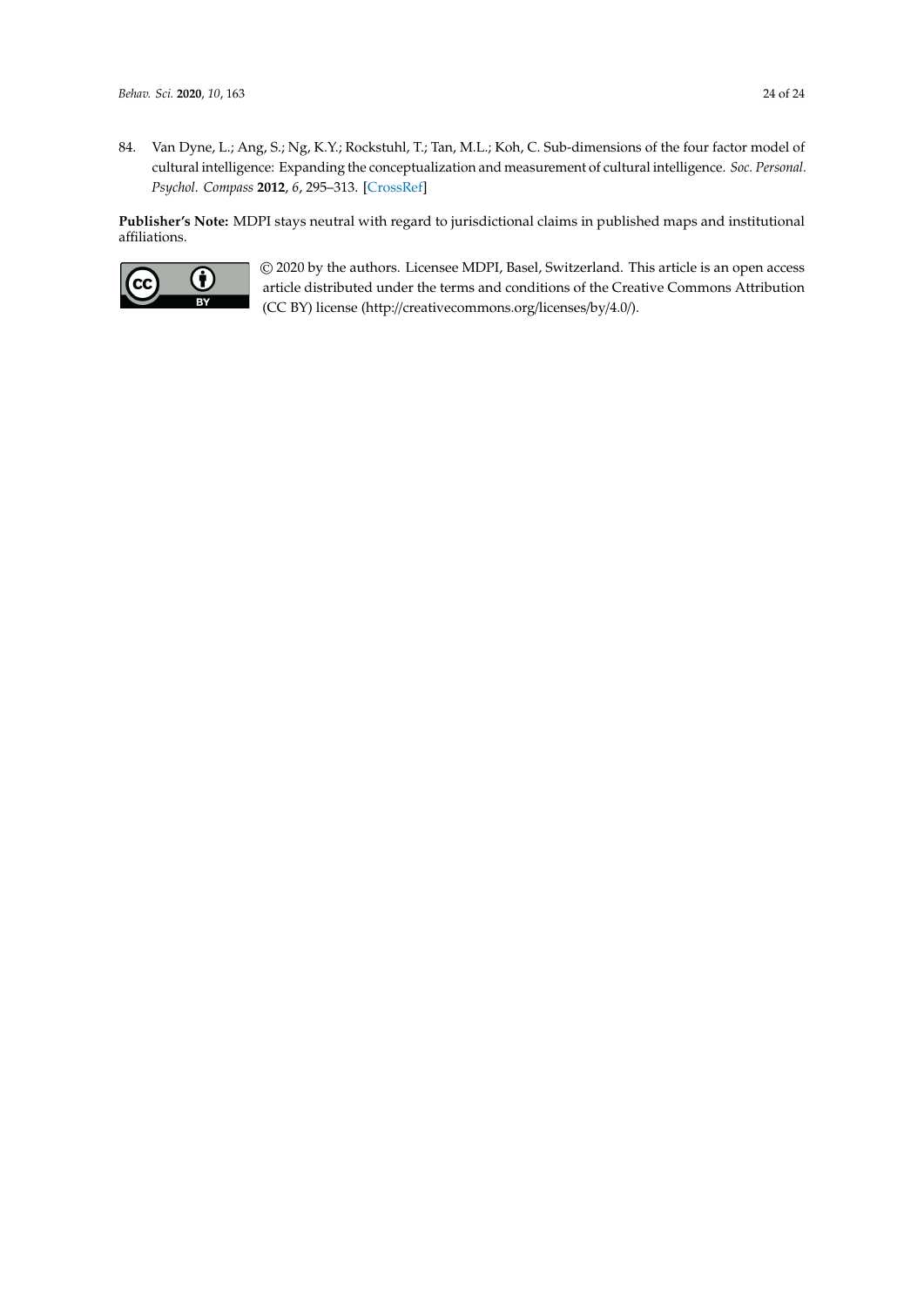84. Van Dyne, L.; Ang, S.; Ng, K.Y.; Rockstuhl, T.; Tan, M.L.; Koh, C. Sub-dimensions of the four factor model of cultural intelligence: Expanding the conceptualization and measurement of cultural intelligence. *Soc. Personal. Psychol. Compass* **2012**, *6*, 295–313. [CrossRef]

**Publisher's Note:** MDPI stays neutral with regard to jurisdictional claims in published maps and institutional affiliations.

© 2020 by the authors. Licensee MDPI, Basel, Switzerland. This article is an open access article distributed under the terms and conditions of the Creative Commons Attribution (CC BY) license (http://creativecommons.org/licenses/by/4.0/).